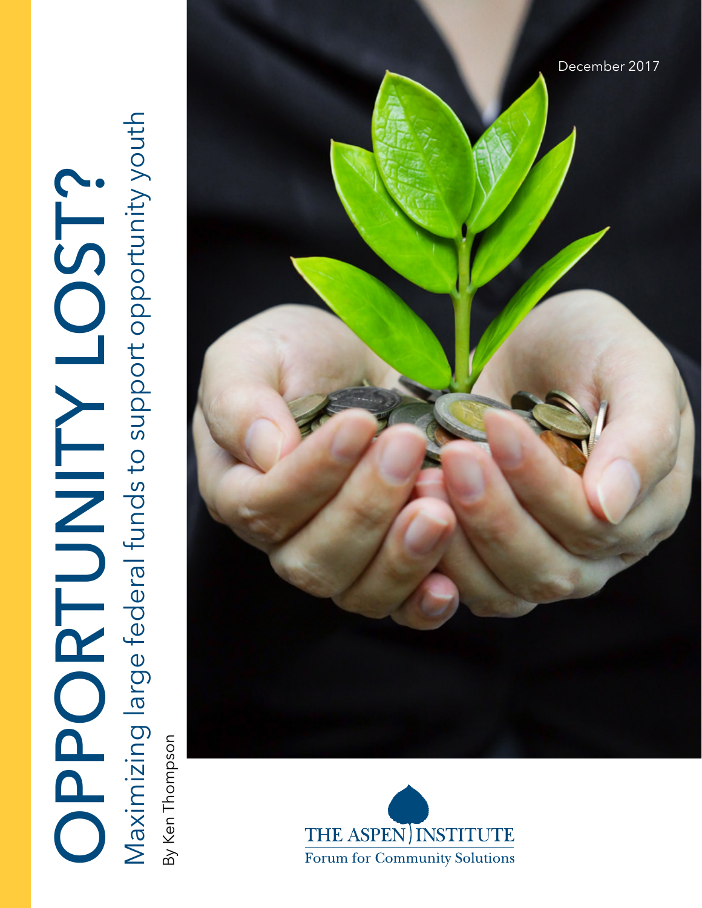# OPPORTUNITY LOST?

## Maximizing large federal funds to support opportunity youth

By Ken Thompson

December 2017

THE ASPEN INSTITUTE

Forum for Community Solutions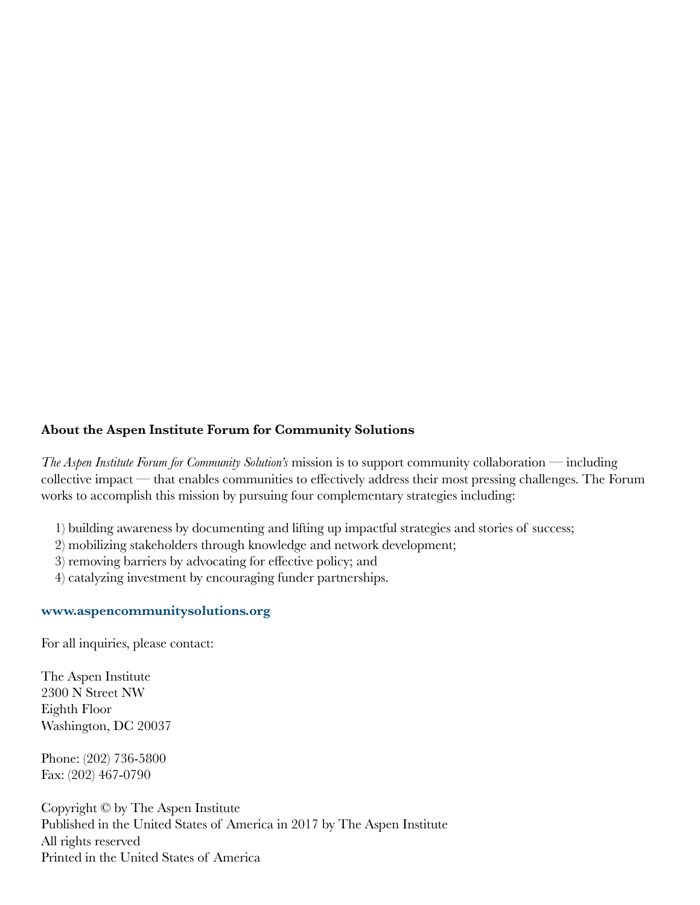## About the Aspen Institute Forum for Community Solutions

*The Aspen Institute Forum for Community Solution's* mission is to support community collaboration — including collective impact — that enables communities to effectively address their most pressing challenges. The Forum works to accomplish this mission by pursuing four complementary strategies including:

1) building awareness by documenting and lifting up impactful strategies and stories of success;
2) mobilizing stakeholders through knowledge and network development;
3) removing barriers by advocating for effective policy; and
4) catalyzing investment by encouraging funder partnerships.

**www.aspencommunitysolutions.org**

For all inquiries, please contact:

The Aspen Institute
2300 N Street NW
Eighth Floor
Washington, DC 20037

Phone: (202) 736-5800
Fax: (202) 467-0790

Copyright © by The Aspen Institute
Published in the United States of America in 2017 by The Aspen Institute
All rights reserved
Printed in the United States of America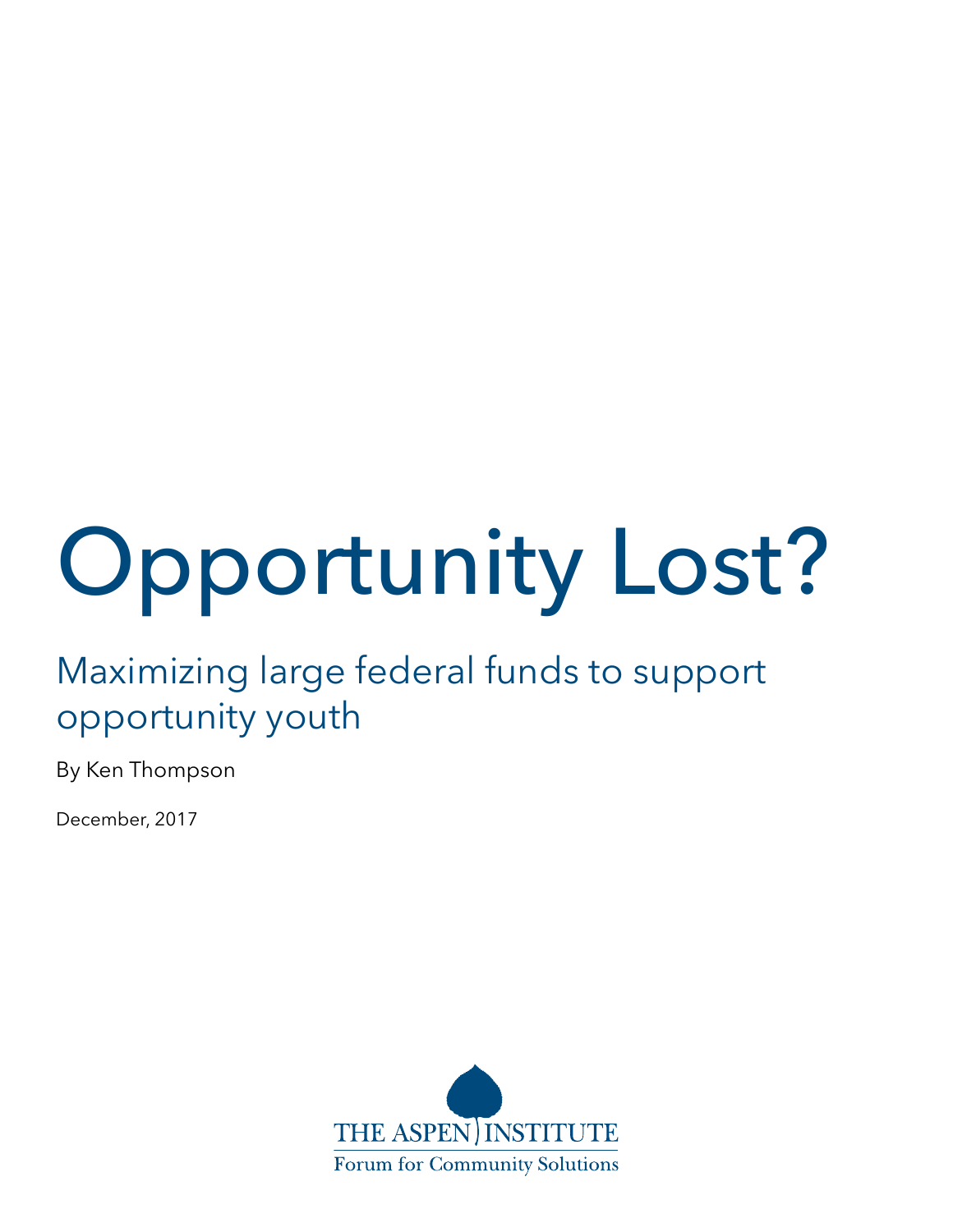# Opportunity Lost?

## Maximizing large federal funds to support opportunity youth

By Ken Thompson

December, 2017

THE ASPEN INSTITUTE

Forum for Community Solutions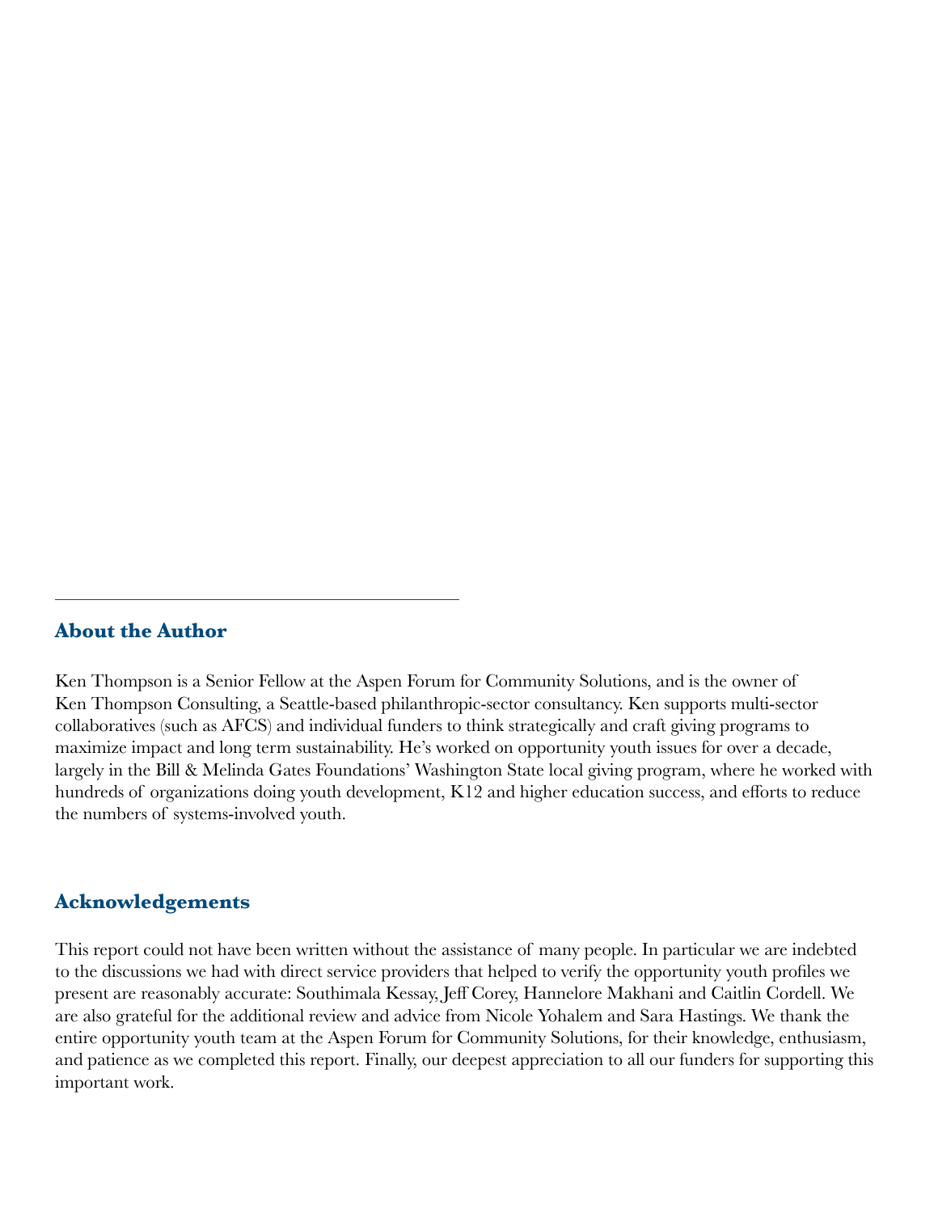## About the Author

Ken Thompson is a Senior Fellow at the Aspen Forum for Community Solutions, and is the owner of Ken Thompson Consulting, a Seattle-based philanthropic-sector consultancy. Ken supports multi-sector collaboratives (such as AFCS) and individual funders to think strategically and craft giving programs to maximize impact and long term sustainability. He's worked on opportunity youth issues for over a decade, largely in the Bill & Melinda Gates Foundations' Washington State local giving program, where he worked with hundreds of organizations doing youth development, K12 and higher education success, and efforts to reduce the numbers of systems-involved youth.

## Acknowledgements

This report could not have been written without the assistance of many people. In particular we are indebted to the discussions we had with direct service providers that helped to verify the opportunity youth profiles we present are reasonably accurate: Southimala Kessay, Jeff Corey, Hannelore Makhani and Caitlin Cordell. We are also grateful for the additional review and advice from Nicole Yohalem and Sara Hastings. We thank the entire opportunity youth team at the Aspen Forum for Community Solutions, for their knowledge, enthusiasm, and patience as we completed this report. Finally, our deepest appreciation to all our funders for supporting this important work.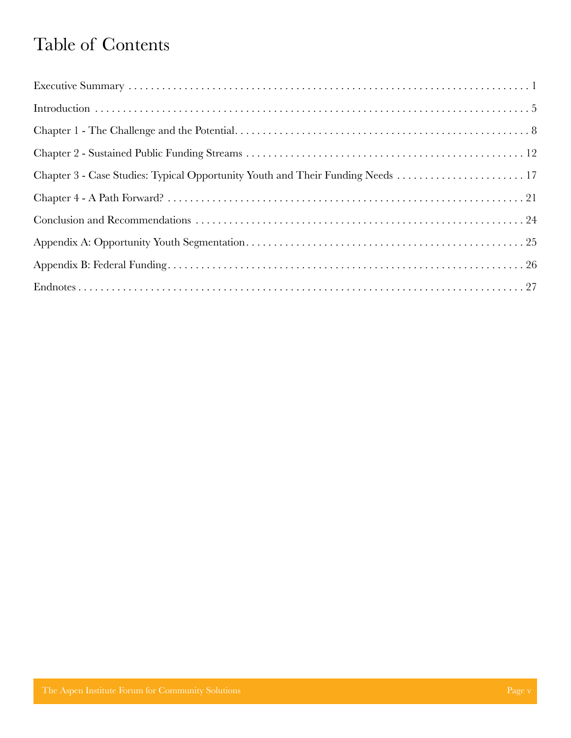# Table of Contents

Executive Summary . . . . . . . . . . . . . . . . . . . . . . . . . . . . . . . . . . . . . . . . . . . . . . . . . . 1

Introduction . . . . . . . . . . . . . . . . . . . . . . . . . . . . . . . . . . . . . . . . . . . . . . . . . . . . . . 5

Chapter 1 - The Challenge and the Potential. . . . . . . . . . . . . . . . . . . . . . . . . . . . . . . . . 8

Chapter 2 - Sustained Public Funding Streams . . . . . . . . . . . . . . . . . . . . . . . . . . . . . . 12

Chapter 3 - Case Studies: Typical Opportunity Youth and Their Funding Needs . . . . . . . . 17

Chapter 4 - A Path Forward? . . . . . . . . . . . . . . . . . . . . . . . . . . . . . . . . . . . . . . . . . . 21

Conclusion and Recommendations . . . . . . . . . . . . . . . . . . . . . . . . . . . . . . . . . . . . . 24

Appendix A: Opportunity Youth Segmentation. . . . . . . . . . . . . . . . . . . . . . . . . . . . . 25

Appendix B: Federal Funding. . . . . . . . . . . . . . . . . . . . . . . . . . . . . . . . . . . . . . . . . 26

Endnotes . . . . . . . . . . . . . . . . . . . . . . . . . . . . . . . . . . . . . . . . . . . . . . . . . . . . . . . 27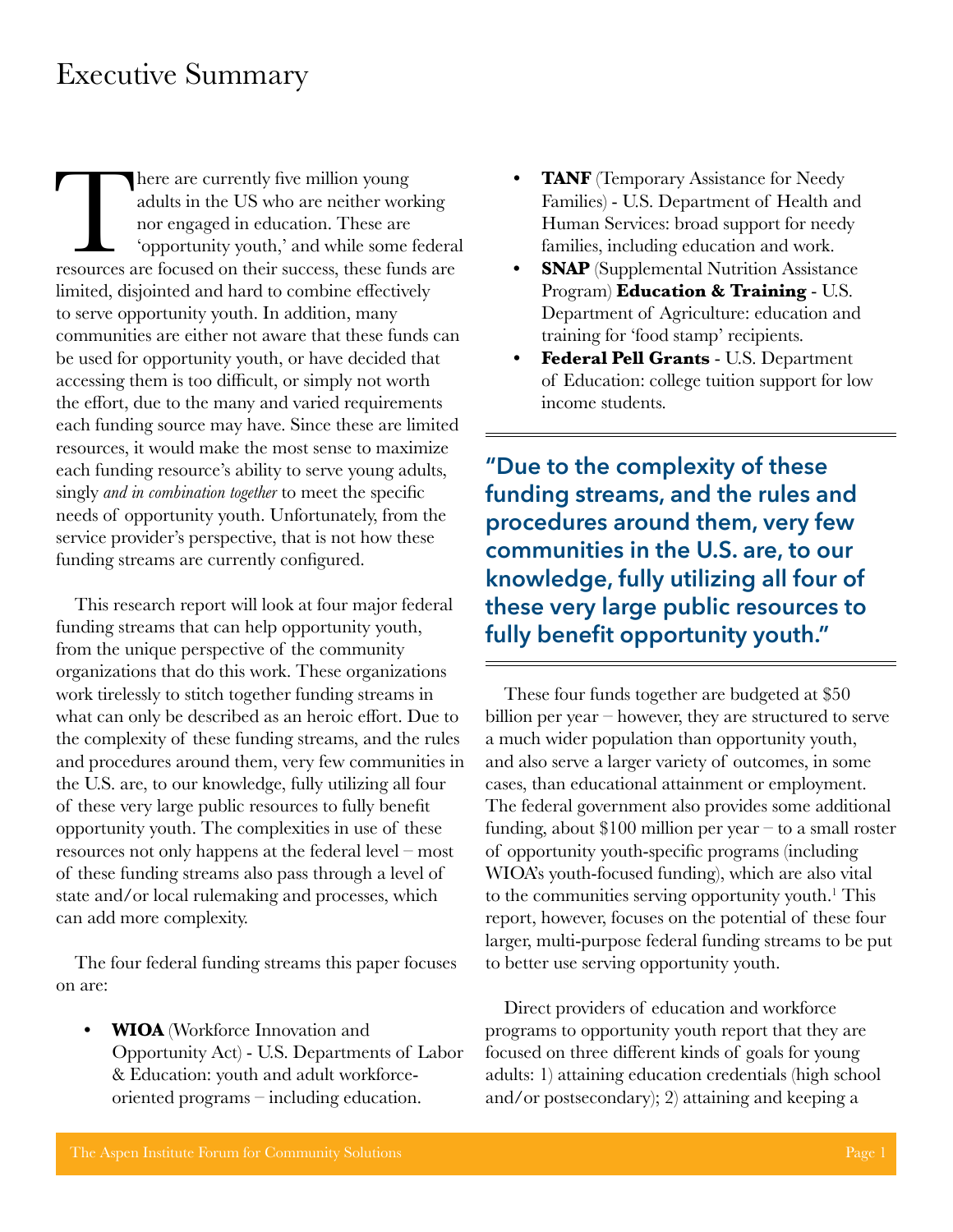# Executive Summary

There are currently five million young adults in the US who are neither working nor engaged in education. These are 'opportunity youth,' and while some federal resources are focused on their success, these funds are limited, disjointed and hard to combine effectively to serve opportunity youth. In addition, many communities are either not aware that these funds can be used for opportunity youth, or have decided that accessing them is too difficult, or simply not worth the effort, due to the many and varied requirements each funding source may have. Since these are limited resources, it would make the most sense to maximize each funding resource's ability to serve young adults, singly *and in combination together* to meet the specific needs of opportunity youth. Unfortunately, from the service provider's perspective, that is not how these funding streams are currently configured.

This research report will look at four major federal funding streams that can help opportunity youth, from the unique perspective of the community organizations that do this work. These organizations work tirelessly to stitch together funding streams in what can only be described as an heroic effort. Due to the complexity of these funding streams, and the rules and procedures around them, very few communities in the U.S. are, to our knowledge, fully utilizing all four of these very large public resources to fully benefit opportunity youth. The complexities in use of these resources not only happens at the federal level – most of these funding streams also pass through a level of state and/or local rulemaking and processes, which can add more complexity.

The four federal funding streams this paper focuses on are:

- **WIOA** (Workforce Innovation and Opportunity Act) - U.S. Departments of Labor & Education: youth and adult workforce-oriented programs – including education.
- **TANF** (Temporary Assistance for Needy Families) - U.S. Department of Health and Human Services: broad support for needy families, including education and work.
- **SNAP** (Supplemental Nutrition Assistance Program) **Education & Training** - U.S. Department of Agriculture: education and training for 'food stamp' recipients.
- **Federal Pell Grants** - U.S. Department of Education: college tuition support for low income students.

> **"Due to the complexity of these funding streams, and the rules and procedures around them, very few communities in the U.S. are, to our knowledge, fully utilizing all four of these very large public resources to fully benefit opportunity youth."**

These four funds together are budgeted at $50 billion per year – however, they are structured to serve a much wider population than opportunity youth, and also serve a larger variety of outcomes, in some cases, than educational attainment or employment. The federal government also provides some additional funding, about $100 million per year – to a small roster of opportunity youth-specific programs (including WIOA's youth-focused funding), which are also vital to the communities serving opportunity youth.[1] This report, however, focuses on the potential of these four larger, multi-purpose federal funding streams to be put to better use serving opportunity youth.

Direct providers of education and workforce programs to opportunity youth report that they are focused on three different kinds of goals for young adults: 1) attaining education credentials (high school and/or postsecondary); 2) attaining and keeping a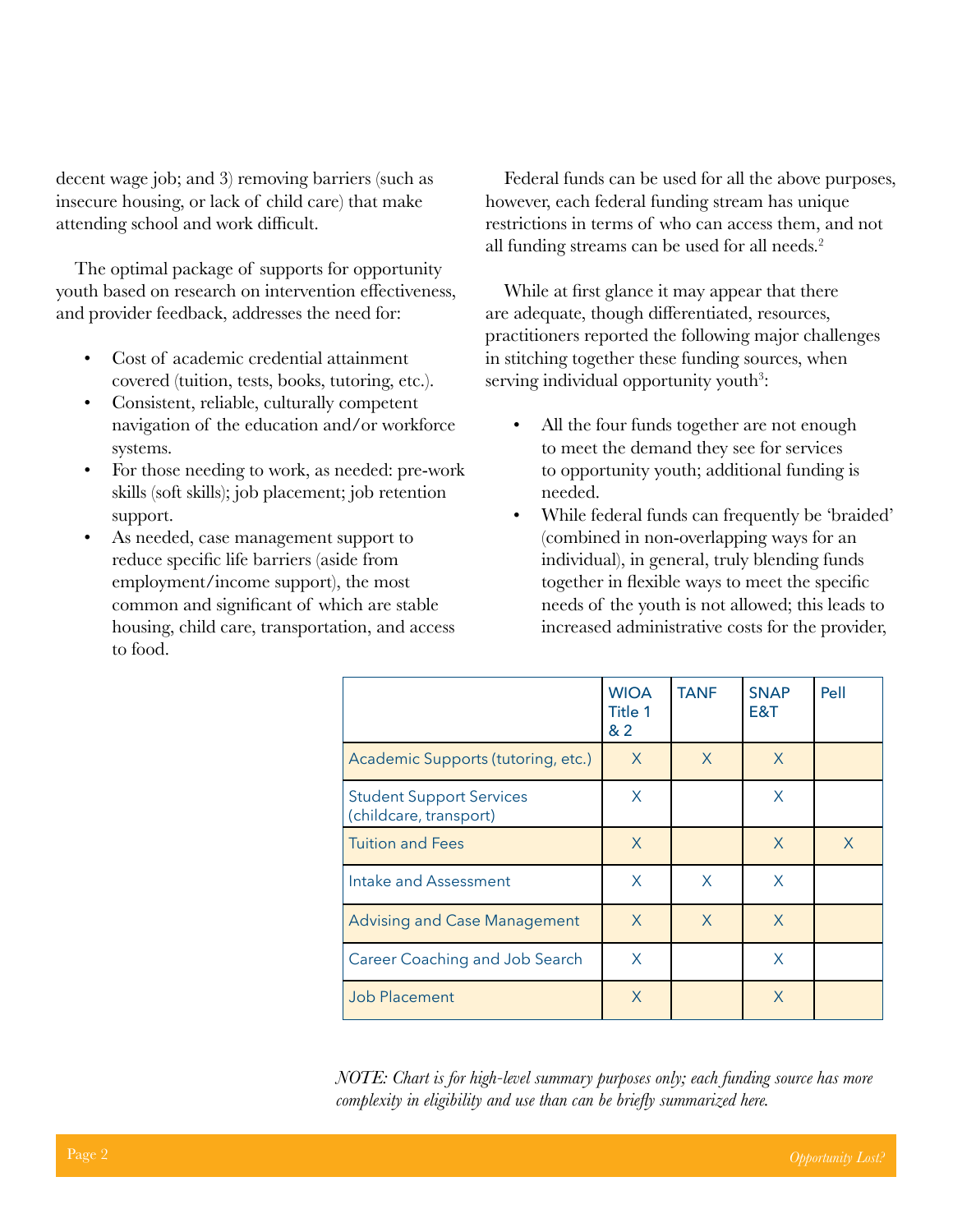decent wage job; and 3) removing barriers (such as insecure housing, or lack of child care) that make attending school and work difficult.

The optimal package of supports for opportunity youth based on research on intervention effectiveness, and provider feedback, addresses the need for:

- Cost of academic credential attainment covered (tuition, tests, books, tutoring, etc.).
- Consistent, reliable, culturally competent navigation of the education and/or workforce systems.
- For those needing to work, as needed: pre-work skills (soft skills); job placement; job retention support.
- As needed, case management support to reduce specific life barriers (aside from employment/income support), the most common and significant of which are stable housing, child care, transportation, and access to food.

Federal funds can be used for all the above purposes, however, each federal funding stream has unique restrictions in terms of who can access them, and not all funding streams can be used for all needs.[2]

While at first glance it may appear that there are adequate, though differentiated, resources, practitioners reported the following major challenges in stitching together these funding sources, when serving individual opportunity youth[3]:

- All the four funds together are not enough to meet the demand they see for services to opportunity youth; additional funding is needed.
- While federal funds can frequently be 'braided' (combined in non-overlapping ways for an individual), in general, truly blending funds together in flexible ways to meet the specific needs of the youth is not allowed; this leads to increased administrative costs for the provider,

| | WIOA Title 1 & 2 | TANF | SNAP E&T | Pell |
|---|---|---|---|---|
| Academic Supports (tutoring, etc.) | X | X | X | |
| Student Support Services (childcare, transport) | X | | X | |
| Tuition and Fees | X | | X | X |
| Intake and Assessment | X | X | X | |
| Advising and Case Management | X | X | X | |
| Career Coaching and Job Search | X | | X | |
| Job Placement | X | | X | |

*NOTE: Chart is for high-level summary purposes only; each funding source has more complexity in eligibility and use than can be briefly summarized here.*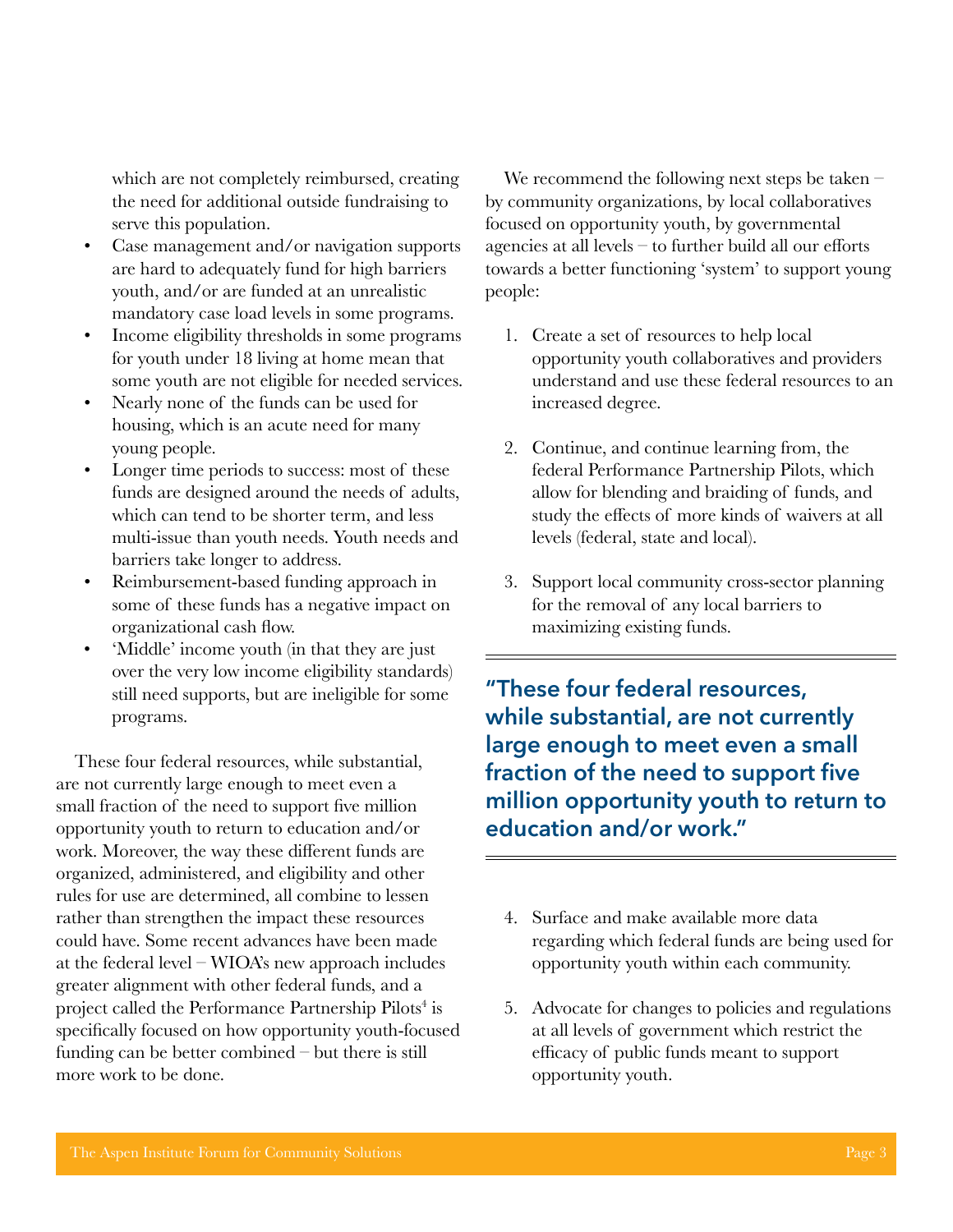which are not completely reimbursed, creating the need for additional outside fundraising to serve this population.

- Case management and/or navigation supports are hard to adequately fund for high barriers youth, and/or are funded at an unrealistic mandatory case load levels in some programs.
- Income eligibility thresholds in some programs for youth under 18 living at home mean that some youth are not eligible for needed services.
- Nearly none of the funds can be used for housing, which is an acute need for many young people.
- Longer time periods to success: most of these funds are designed around the needs of adults, which can tend to be shorter term, and less multi-issue than youth needs. Youth needs and barriers take longer to address.
- Reimbursement-based funding approach in some of these funds has a negative impact on organizational cash flow.
- 'Middle' income youth (in that they are just over the very low income eligibility standards) still need supports, but are ineligible for some programs.

These four federal resources, while substantial, are not currently large enough to meet even a small fraction of the need to support five million opportunity youth to return to education and/or work. Moreover, the way these different funds are organized, administered, and eligibility and other rules for use are determined, all combine to lessen rather than strengthen the impact these resources could have. Some recent advances have been made at the federal level – WIOA's new approach includes greater alignment with other federal funds, and a project called the Performance Partnership Pilots[4] is specifically focused on how opportunity youth-focused funding can be better combined – but there is still more work to be done.

We recommend the following next steps be taken – by community organizations, by local collaboratives focused on opportunity youth, by governmental agencies at all levels – to further build all our efforts towards a better functioning 'system' to support young people:

1. Create a set of resources to help local opportunity youth collaboratives and providers understand and use these federal resources to an increased degree.

2. Continue, and continue learning from, the federal Performance Partnership Pilots, which allow for blending and braiding of funds, and study the effects of more kinds of waivers at all levels (federal, state and local).

3. Support local community cross-sector planning for the removal of any local barriers to maximizing existing funds.

> **"These four federal resources, while substantial, are not currently large enough to meet even a small fraction of the need to support five million opportunity youth to return to education and/or work."**

4. Surface and make available more data regarding which federal funds are being used for opportunity youth within each community.

5. Advocate for changes to policies and regulations at all levels of government which restrict the efficacy of public funds meant to support opportunity youth.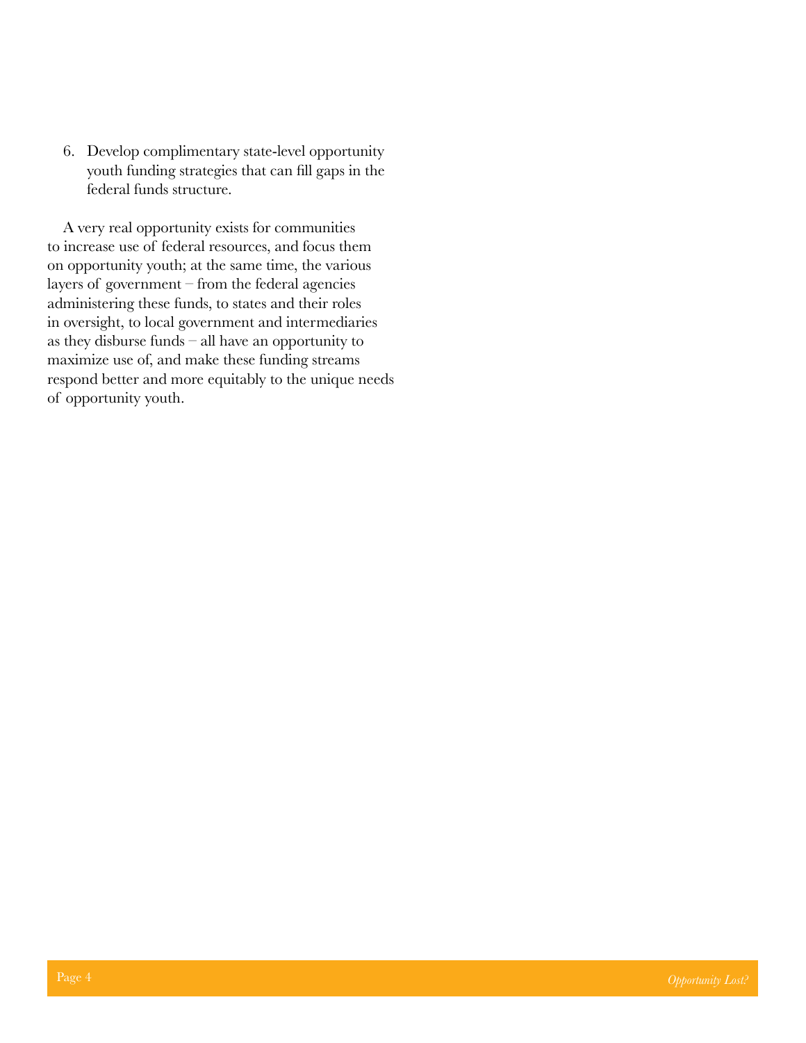6. Develop complimentary state-level opportunity youth funding strategies that can fill gaps in the federal funds structure.

A very real opportunity exists for communities to increase use of federal resources, and focus them on opportunity youth; at the same time, the various layers of government – from the federal agencies administering these funds, to states and their roles in oversight, to local government and intermediaries as they disburse funds – all have an opportunity to maximize use of, and make these funding streams respond better and more equitably to the unique needs of opportunity youth.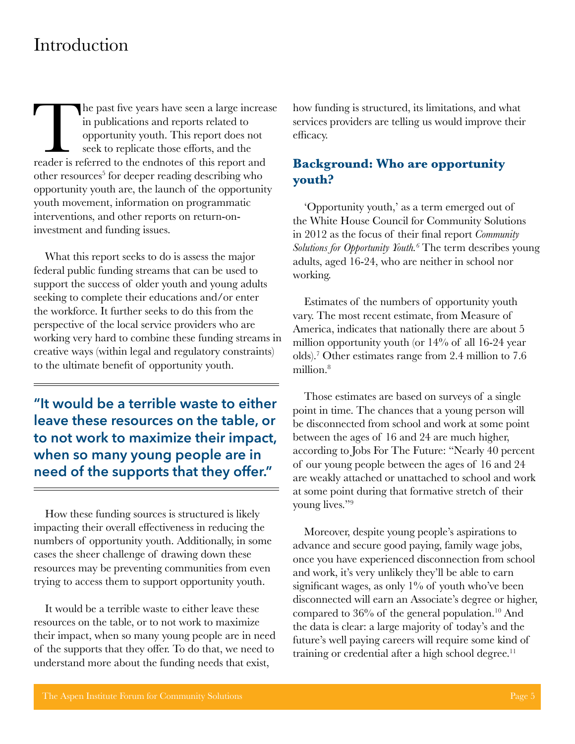# Introduction

The past five years have seen a large increase in publications and reports related to opportunity youth. This report does not seek to replicate those efforts, and the reader is referred to the endnotes of this report and other resources[5] for deeper reading describing who opportunity youth are, the launch of the opportunity youth movement, information on programmatic interventions, and other reports on return-on-investment and funding issues.

What this report seeks to do is assess the major federal public funding streams that can be used to support the success of older youth and young adults seeking to complete their educations and/or enter the workforce. It further seeks to do this from the perspective of the local service providers who are working very hard to combine these funding streams in creative ways (within legal and regulatory constraints) to the ultimate benefit of opportunity youth.

> **"It would be a terrible waste to either leave these resources on the table, or to not work to maximize their impact, when so many young people are in need of the supports that they offer."**

How these funding sources is structured is likely impacting their overall effectiveness in reducing the numbers of opportunity youth. Additionally, in some cases the sheer challenge of drawing down these resources may be preventing communities from even trying to access them to support opportunity youth.

It would be a terrible waste to either leave these resources on the table, or to not work to maximize their impact, when so many young people are in need of the supports that they offer. To do that, we need to understand more about the funding needs that exist, how funding is structured, its limitations, and what services providers are telling us would improve their efficacy.

## Background: Who are opportunity youth?

'Opportunity youth,' as a term emerged out of the White House Council for Community Solutions in 2012 as the focus of their final report *Community Solutions for Opportunity Youth.*[6] The term describes young adults, aged 16-24, who are neither in school nor working.

Estimates of the numbers of opportunity youth vary. The most recent estimate, from Measure of America, indicates that nationally there are about 5 million opportunity youth (or 14% of all 16-24 year olds).[7] Other estimates range from 2.4 million to 7.6 million.[8]

Those estimates are based on surveys of a single point in time. The chances that a young person will be disconnected from school and work at some point between the ages of 16 and 24 are much higher, according to Jobs For The Future: "Nearly 40 percent of our young people between the ages of 16 and 24 are weakly attached or unattached to school and work at some point during that formative stretch of their young lives."[9]

Moreover, despite young people's aspirations to advance and secure good paying, family wage jobs, once you have experienced disconnection from school and work, it's very unlikely they'll be able to earn significant wages, as only 1% of youth who've been disconnected will earn an Associate's degree or higher, compared to 36% of the general population.[10] And the data is clear: a large majority of today's and the future's well paying careers will require some kind of training or credential after a high school degree.[11]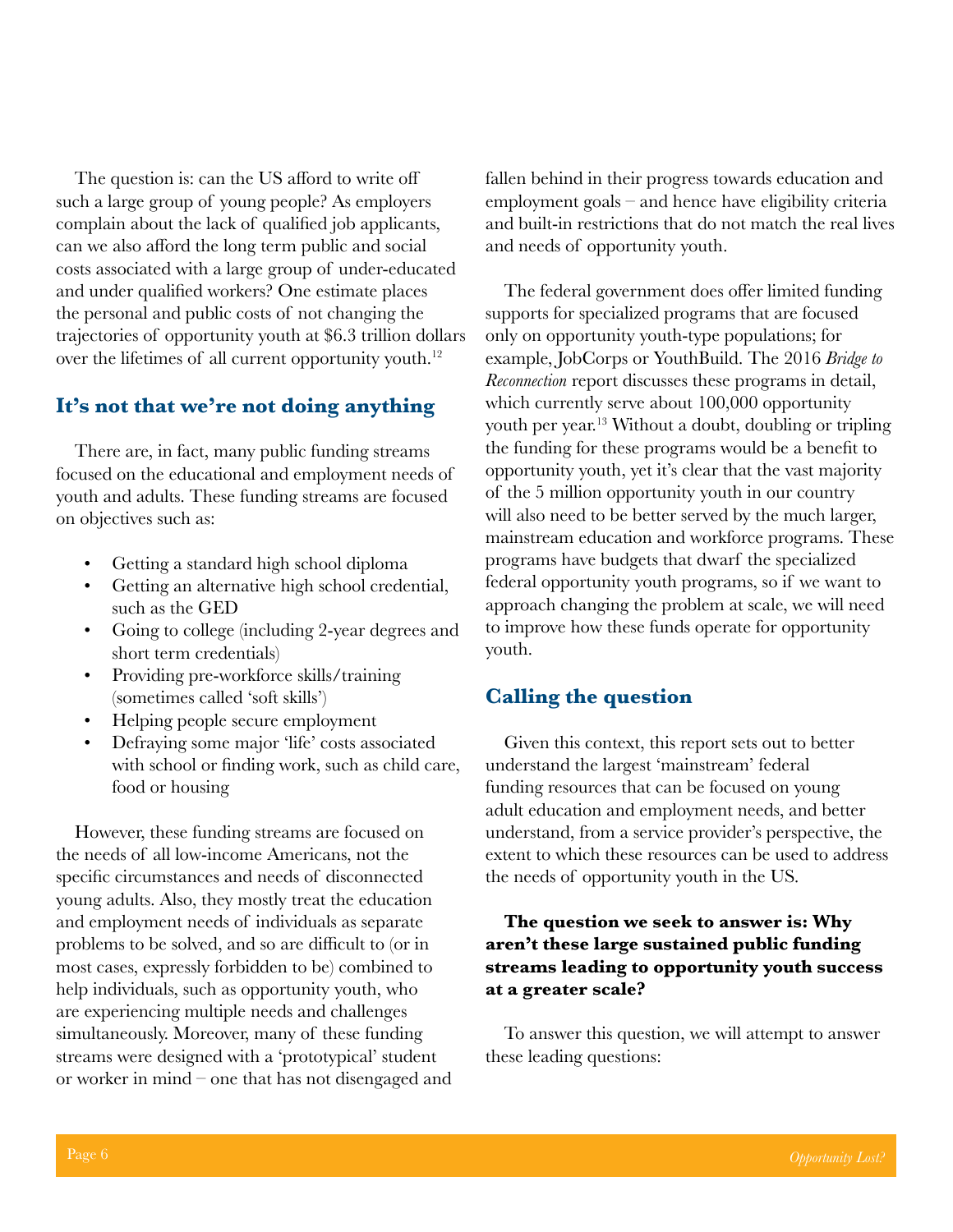The question is: can the US afford to write off such a large group of young people? As employers complain about the lack of qualified job applicants, can we also afford the long term public and social costs associated with a large group of under-educated and under qualified workers? One estimate places the personal and public costs of not changing the trajectories of opportunity youth at $6.3 trillion dollars over the lifetimes of all current opportunity youth.[12]

## It's not that we're not doing anything

There are, in fact, many public funding streams focused on the educational and employment needs of youth and adults. These funding streams are focused on objectives such as:

- Getting a standard high school diploma
- Getting an alternative high school credential, such as the GED
- Going to college (including 2-year degrees and short term credentials)
- Providing pre-workforce skills/training (sometimes called 'soft skills')
- Helping people secure employment
- Defraying some major 'life' costs associated with school or finding work, such as child care, food or housing

However, these funding streams are focused on the needs of all low-income Americans, not the specific circumstances and needs of disconnected young adults. Also, they mostly treat the education and employment needs of individuals as separate problems to be solved, and so are difficult to (or in most cases, expressly forbidden to be) combined to help individuals, such as opportunity youth, who are experiencing multiple needs and challenges simultaneously. Moreover, many of these funding streams were designed with a 'prototypical' student or worker in mind – one that has not disengaged and fallen behind in their progress towards education and employment goals – and hence have eligibility criteria and built-in restrictions that do not match the real lives and needs of opportunity youth.

The federal government does offer limited funding supports for specialized programs that are focused only on opportunity youth-type populations; for example, JobCorps or YouthBuild. The 2016 *Bridge to Reconnection* report discusses these programs in detail, which currently serve about 100,000 opportunity youth per year.[13] Without a doubt, doubling or tripling the funding for these programs would be a benefit to opportunity youth, yet it's clear that the vast majority of the 5 million opportunity youth in our country will also need to be better served by the much larger, mainstream education and workforce programs. These programs have budgets that dwarf the specialized federal opportunity youth programs, so if we want to approach changing the problem at scale, we will need to improve how these funds operate for opportunity youth.

## Calling the question

Given this context, this report sets out to better understand the largest 'mainstream' federal funding resources that can be focused on young adult education and employment needs, and better understand, from a service provider's perspective, the extent to which these resources can be used to address the needs of opportunity youth in the US.

**The question we seek to answer is: Why aren't these large sustained public funding streams leading to opportunity youth success at a greater scale?**

To answer this question, we will attempt to answer these leading questions: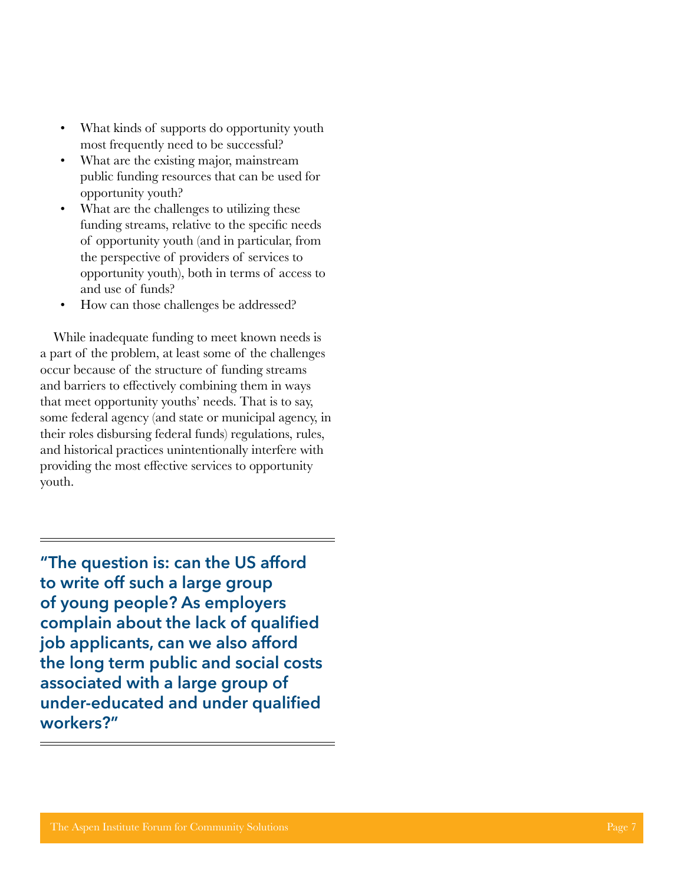- What kinds of supports do opportunity youth most frequently need to be successful?
- What are the existing major, mainstream public funding resources that can be used for opportunity youth?
- What are the challenges to utilizing these funding streams, relative to the specific needs of opportunity youth (and in particular, from the perspective of providers of services to opportunity youth), both in terms of access to and use of funds?
- How can those challenges be addressed?

While inadequate funding to meet known needs is a part of the problem, at least some of the challenges occur because of the structure of funding streams and barriers to effectively combining them in ways that meet opportunity youths' needs. That is to say, some federal agency (and state or municipal agency, in their roles disbursing federal funds) regulations, rules, and historical practices unintentionally interfere with providing the most effective services to opportunity youth.

---

**"The question is: can the US afford to write off such a large group of young people? As employers complain about the lack of qualified job applicants, can we also afford the long term public and social costs associated with a large group of under-educated and under qualified workers?"**

---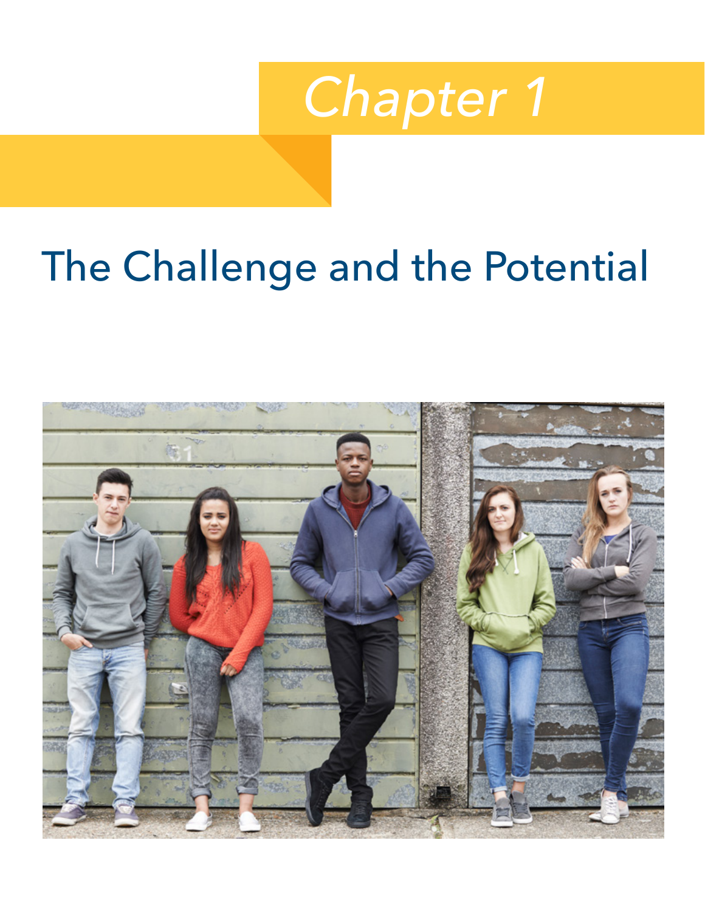# Chapter 1

## The Challenge and the Potential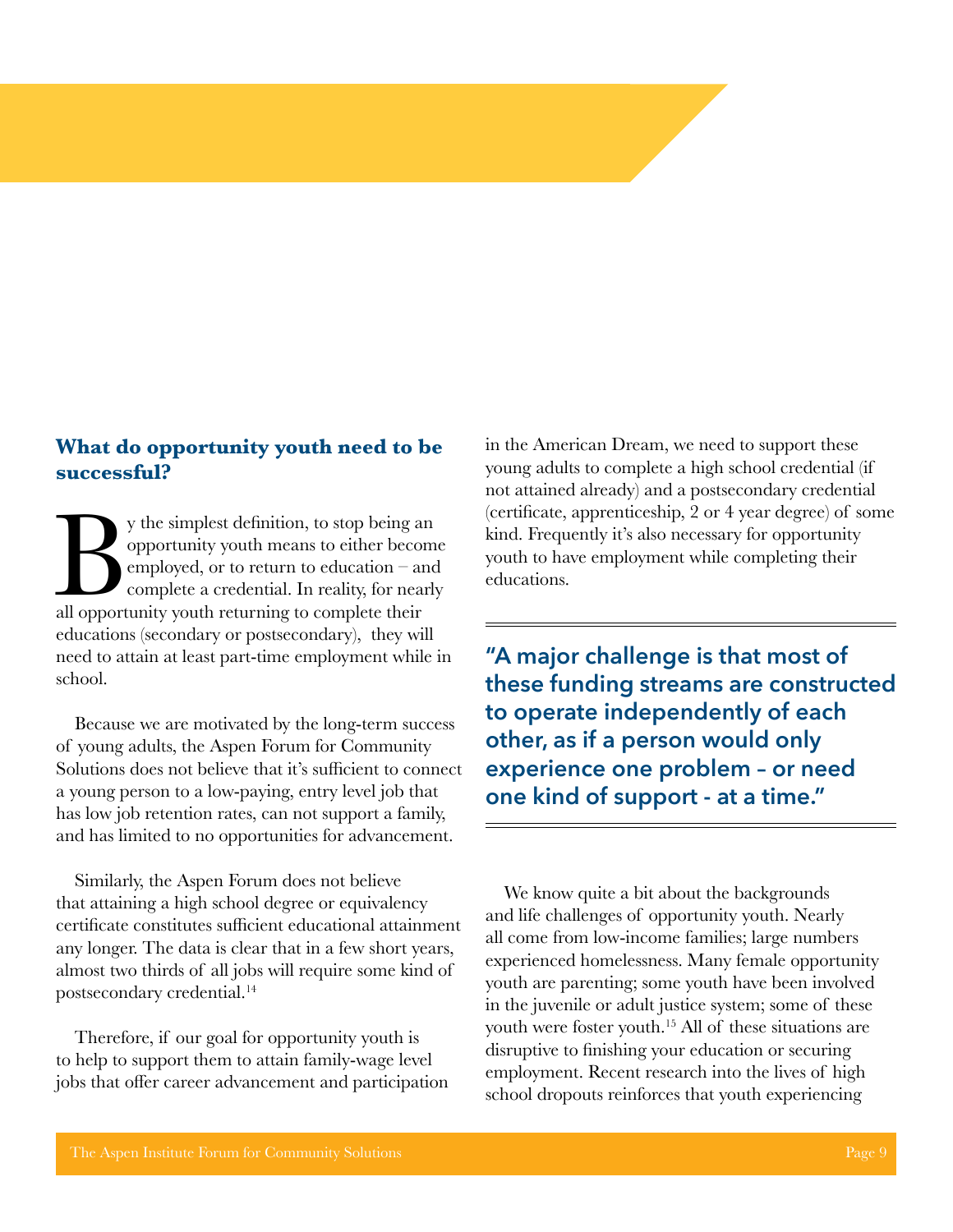### What do opportunity youth need to be successful?

By the simplest definition, to stop being an opportunity youth means to either become employed, or to return to education – and complete a credential. In reality, for nearly all opportunity youth returning to complete their educations (secondary or postsecondary), they will need to attain at least part-time employment while in school.

Because we are motivated by the long-term success of young adults, the Aspen Forum for Community Solutions does not believe that it's sufficient to connect a young person to a low-paying, entry level job that has low job retention rates, can not support a family, and has limited to no opportunities for advancement.

Similarly, the Aspen Forum does not believe that attaining a high school degree or equivalency certificate constitutes sufficient educational attainment any longer. The data is clear that in a few short years, almost two thirds of all jobs will require some kind of postsecondary credential.[14]

Therefore, if our goal for opportunity youth is to help to support them to attain family-wage level jobs that offer career advancement and participation in the American Dream, we need to support these young adults to complete a high school credential (if not attained already) and a postsecondary credential (certificate, apprenticeship, 2 or 4 year degree) of some kind. Frequently it's also necessary for opportunity youth to have employment while completing their educations.

> **"A major challenge is that most of these funding streams are constructed to operate independently of each other, as if a person would only experience one problem – or need one kind of support - at a time."**

We know quite a bit about the backgrounds and life challenges of opportunity youth. Nearly all come from low-income families; large numbers experienced homelessness. Many female opportunity youth are parenting; some youth have been involved in the juvenile or adult justice system; some of these youth were foster youth.[15] All of these situations are disruptive to finishing your education or securing employment. Recent research into the lives of high school dropouts reinforces that youth experiencing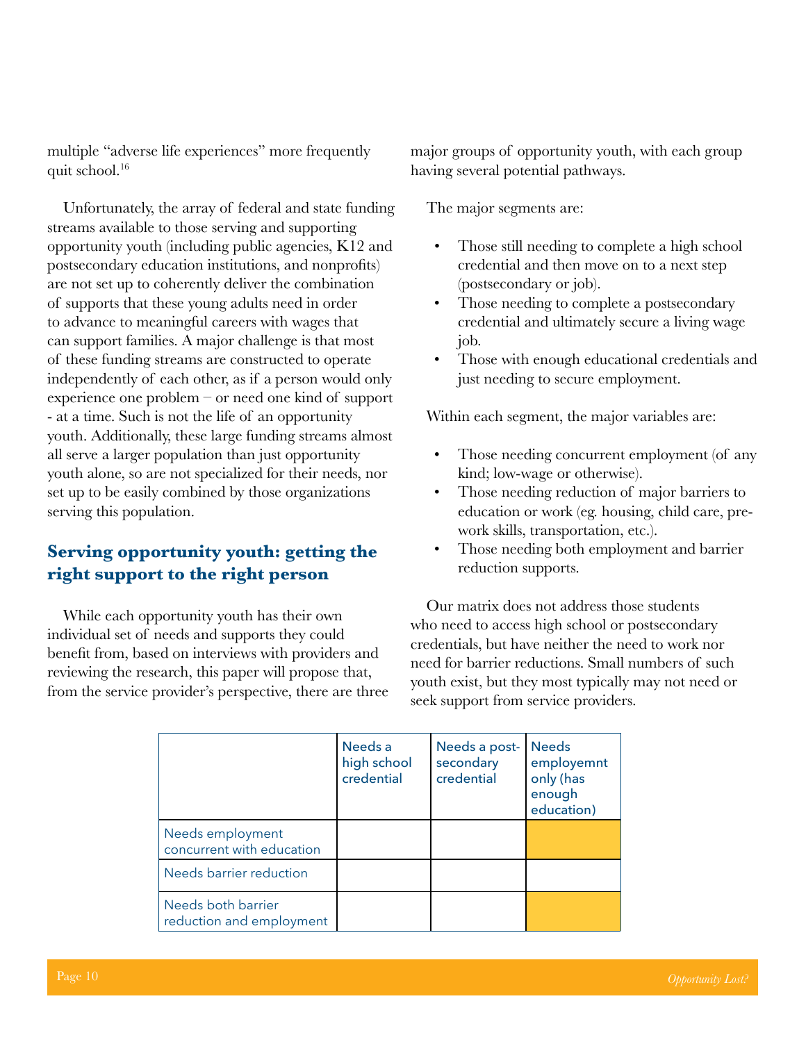multiple “adverse life experiences” more frequently quit school.[16]

Unfortunately, the array of federal and state funding streams available to those serving and supporting opportunity youth (including public agencies, K12 and postsecondary education institutions, and nonprofits) are not set up to coherently deliver the combination of supports that these young adults need in order to advance to meaningful careers with wages that can support families. A major challenge is that most of these funding streams are constructed to operate independently of each other, as if a person would only experience one problem – or need one kind of support - at a time. Such is not the life of an opportunity youth. Additionally, these large funding streams almost all serve a larger population than just opportunity youth alone, so are not specialized for their needs, nor set up to be easily combined by those organizations serving this population.

## Serving opportunity youth: getting the right support to the right person

While each opportunity youth has their own individual set of needs and supports they could benefit from, based on interviews with providers and reviewing the research, this paper will propose that, from the service provider’s perspective, there are three major groups of opportunity youth, with each group having several potential pathways.

The major segments are:

- Those still needing to complete a high school credential and then move on to a next step (postsecondary or job).
- Those needing to complete a postsecondary credential and ultimately secure a living wage job.
- Those with enough educational credentials and just needing to secure employment.

Within each segment, the major variables are:

- Those needing concurrent employment (of any kind; low-wage or otherwise).
- Those needing reduction of major barriers to education or work (eg. housing, child care, pre-work skills, transportation, etc.).
- Those needing both employment and barrier reduction supports.

Our matrix does not address those students who need to access high school or postsecondary credentials, but have neither the need to work nor need for barrier reductions. Small numbers of such youth exist, but they most typically may not need or seek support from service providers.

| | Needs a high school credential | Needs a post-secondary credential | Needs employemnt only (has enough education) |
|---|---|---|---|
| Needs employment concurrent with education | | | |
| Needs barrier reduction | | | |
| Needs both barrier reduction and employment | | | |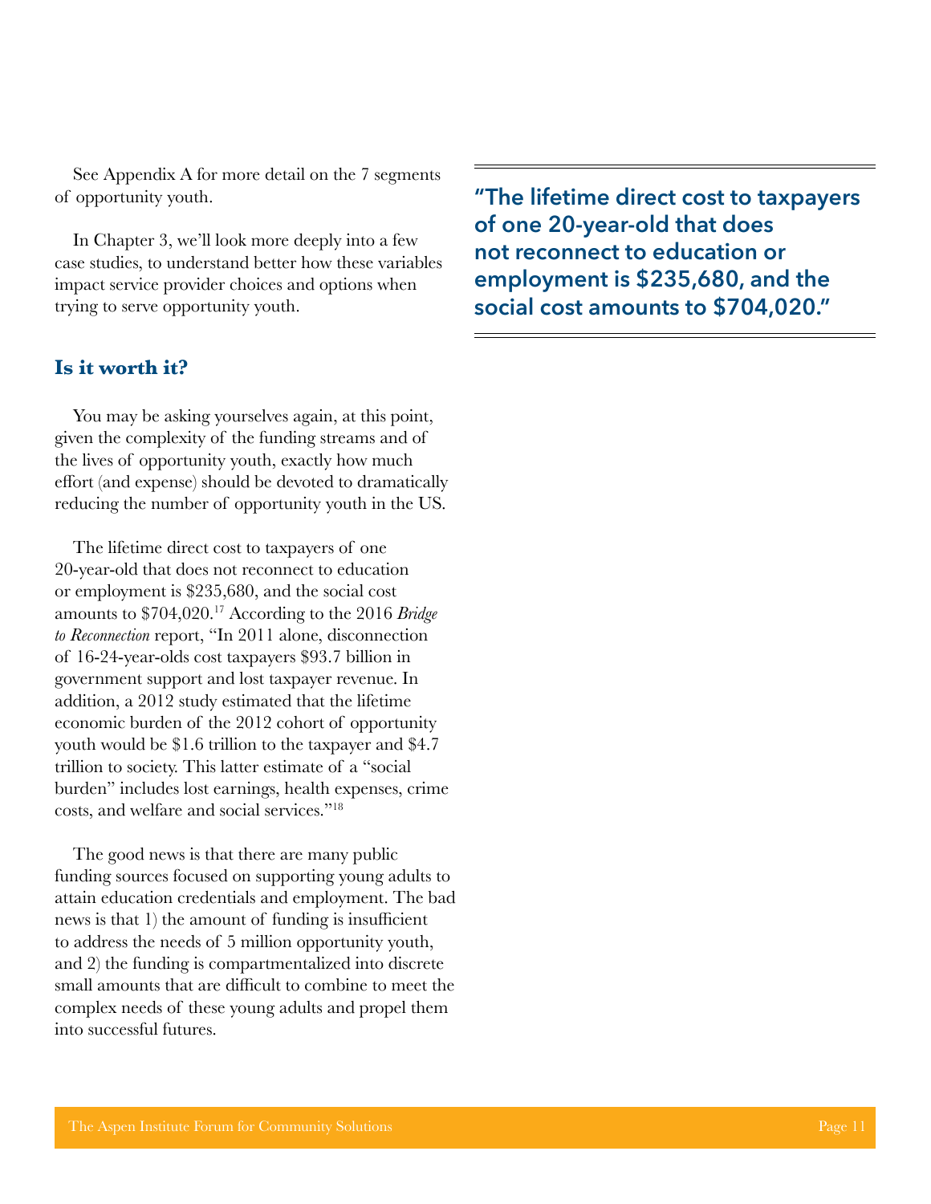See Appendix A for more detail on the 7 segments of opportunity youth.

In Chapter 3, we'll look more deeply into a few case studies, to understand better how these variables impact service provider choices and options when trying to serve opportunity youth.

> **"The lifetime direct cost to taxpayers of one 20-year-old that does not reconnect to education or employment is $235,680, and the social cost amounts to $704,020."**

### Is it worth it?

You may be asking yourselves again, at this point, given the complexity of the funding streams and of the lives of opportunity youth, exactly how much effort (and expense) should be devoted to dramatically reducing the number of opportunity youth in the US.

The lifetime direct cost to taxpayers of one 20-year-old that does not reconnect to education or employment is $235,680, and the social cost amounts to $704,020.[17] According to the 2016 *Bridge to Reconnection* report, "In 2011 alone, disconnection of 16-24-year-olds cost taxpayers $93.7 billion in government support and lost taxpayer revenue. In addition, a 2012 study estimated that the lifetime economic burden of the 2012 cohort of opportunity youth would be $1.6 trillion to the taxpayer and $4.7 trillion to society. This latter estimate of a "social burden" includes lost earnings, health expenses, crime costs, and welfare and social services."[18]

The good news is that there are many public funding sources focused on supporting young adults to attain education credentials and employment. The bad news is that 1) the amount of funding is insufficient to address the needs of 5 million opportunity youth, and 2) the funding is compartmentalized into discrete small amounts that are difficult to combine to meet the complex needs of these young adults and propel them into successful futures.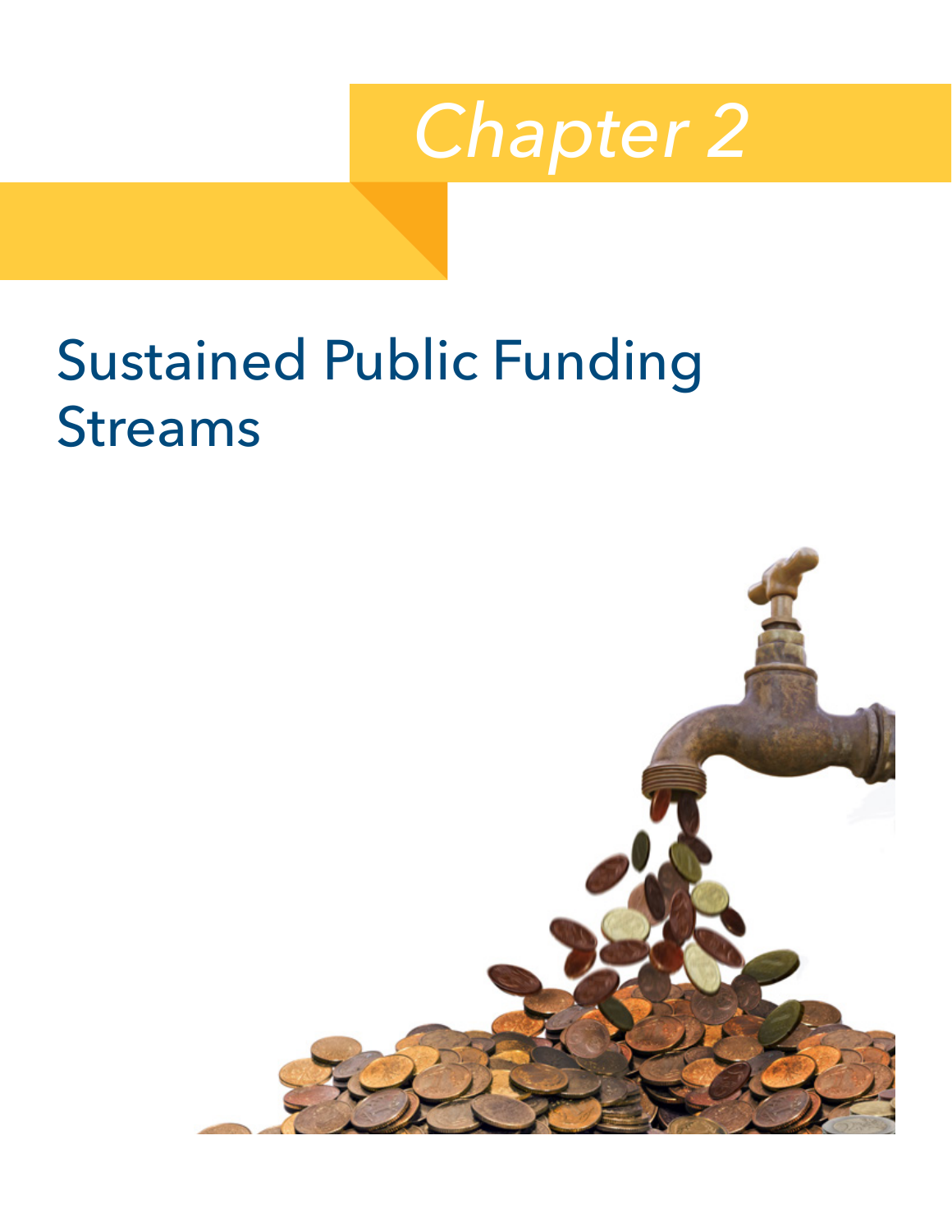# Chapter 2

## Sustained Public Funding Streams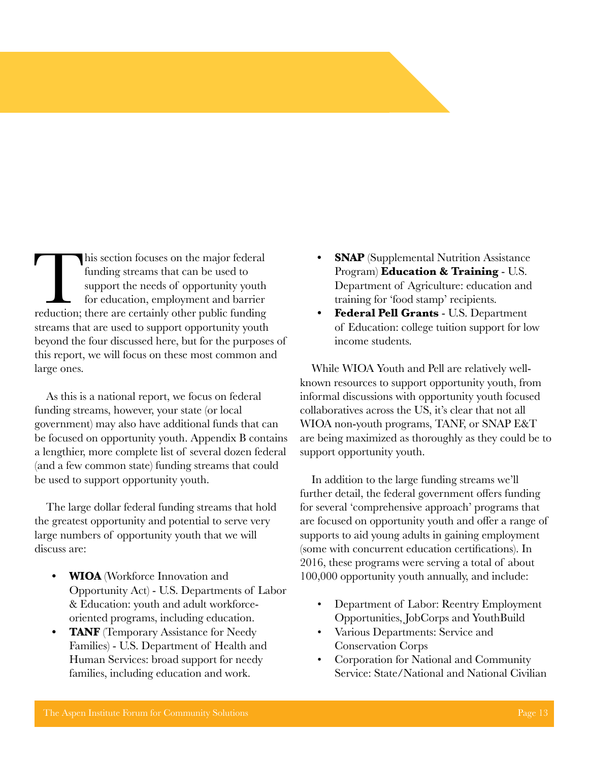This section focuses on the major federal funding streams that can be used to support the needs of opportunity youth for education, employment and barrier reduction; there are certainly other public funding streams that are used to support opportunity youth beyond the four discussed here, but for the purposes of this report, we will focus on these most common and large ones.

As this is a national report, we focus on federal funding streams, however, your state (or local government) may also have additional funds that can be focused on opportunity youth. Appendix B contains a lengthier, more complete list of several dozen federal (and a few common state) funding streams that could be used to support opportunity youth.

The large dollar federal funding streams that hold the greatest opportunity and potential to serve very large numbers of opportunity youth that we will discuss are:

- **WIOA** (Workforce Innovation and Opportunity Act) - U.S. Departments of Labor & Education: youth and adult workforce-oriented programs, including education.
- **TANF** (Temporary Assistance for Needy Families) - U.S. Department of Health and Human Services: broad support for needy families, including education and work.
- **SNAP** (Supplemental Nutrition Assistance Program) **Education & Training** - U.S. Department of Agriculture: education and training for 'food stamp' recipients.
- **Federal Pell Grants** - U.S. Department of Education: college tuition support for low income students.

While WIOA Youth and Pell are relatively well-known resources to support opportunity youth, from informal discussions with opportunity youth focused collaboratives across the US, it's clear that not all WIOA non-youth programs, TANF, or SNAP E&T are being maximized as thoroughly as they could be to support opportunity youth.

In addition to the large funding streams we'll further detail, the federal government offers funding for several 'comprehensive approach' programs that are focused on opportunity youth and offer a range of supports to aid young adults in gaining employment (some with concurrent education certifications). In 2016, these programs were serving a total of about 100,000 opportunity youth annually, and include:

- Department of Labor: Reentry Employment Opportunities, JobCorps and YouthBuild
- Various Departments: Service and Conservation Corps
- Corporation for National and Community Service: State/National and National Civilian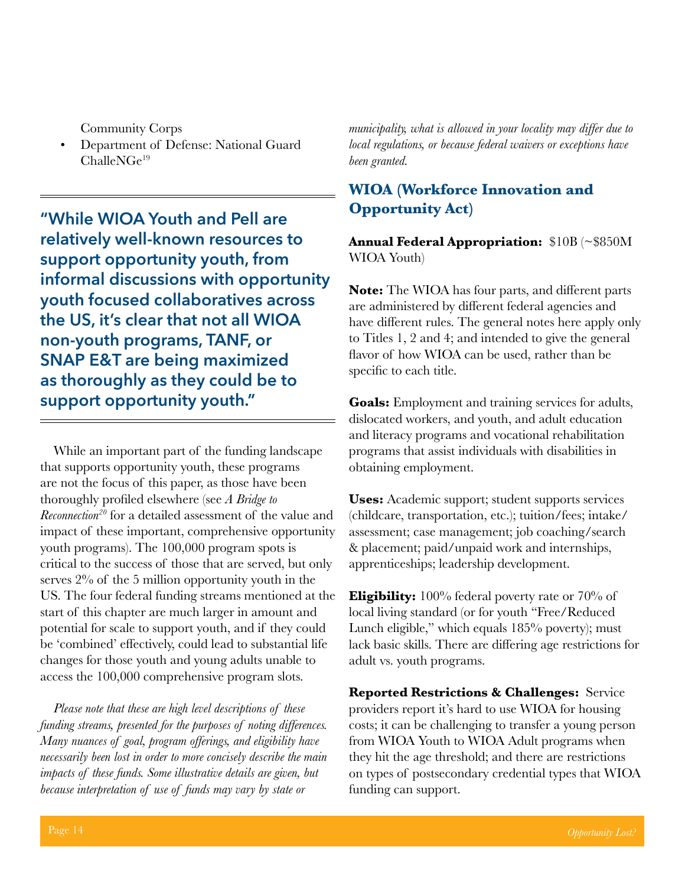Community Corps

- Department of Defense: National Guard ChalleNGe[19]

**"While WIOA Youth and Pell are relatively well-known resources to support opportunity youth, from informal discussions with opportunity youth focused collaboratives across the US, it's clear that not all WIOA non-youth programs, TANF, or SNAP E&T are being maximized as thoroughly as they could be to support opportunity youth."**

While an important part of the funding landscape that supports opportunity youth, these programs are not the focus of this paper, as those have been thoroughly profiled elsewhere (see *A Bridge to Reconnection*[20] for a detailed assessment of the value and impact of these important, comprehensive opportunity youth programs). The 100,000 program spots is critical to the success of those that are served, but only serves 2% of the 5 million opportunity youth in the US. The four federal funding streams mentioned at the start of this chapter are much larger in amount and potential for scale to support youth, and if they could be 'combined' effectively, could lead to substantial life changes for those youth and young adults unable to access the 100,000 comprehensive program slots.

*Please note that these are high level descriptions of these funding streams, presented for the purposes of noting differences. Many nuances of goal, program offerings, and eligibility have necessarily been lost in order to more concisely describe the main impacts of these funds. Some illustrative details are given, but because interpretation of use of funds may vary by state or municipality, what is allowed in your locality may differ due to local regulations, or because federal waivers or exceptions have been granted.*

## WIOA (Workforce Innovation and Opportunity Act)

**Annual Federal Appropriation:** $10B (~$850M WIOA Youth)

**Note:** The WIOA has four parts, and different parts are administered by different federal agencies and have different rules. The general notes here apply only to Titles 1, 2 and 4; and intended to give the general flavor of how WIOA can be used, rather than be specific to each title.

**Goals:** Employment and training services for adults, dislocated workers, and youth, and adult education and literacy programs and vocational rehabilitation programs that assist individuals with disabilities in obtaining employment.

**Uses:** Academic support; student supports services (childcare, transportation, etc.); tuition/fees; intake/assessment; case management; job coaching/search & placement; paid/unpaid work and internships, apprenticeships; leadership development.

**Eligibility:** 100% federal poverty rate or 70% of local living standard (or for youth "Free/Reduced Lunch eligible," which equals 185% poverty); must lack basic skills. There are differing age restrictions for adult vs. youth programs.

**Reported Restrictions & Challenges:** Service providers report it's hard to use WIOA for housing costs; it can be challenging to transfer a young person from WIOA Youth to WIOA Adult programs when they hit the age threshold; and there are restrictions on types of postsecondary credential types that WIOA funding can support.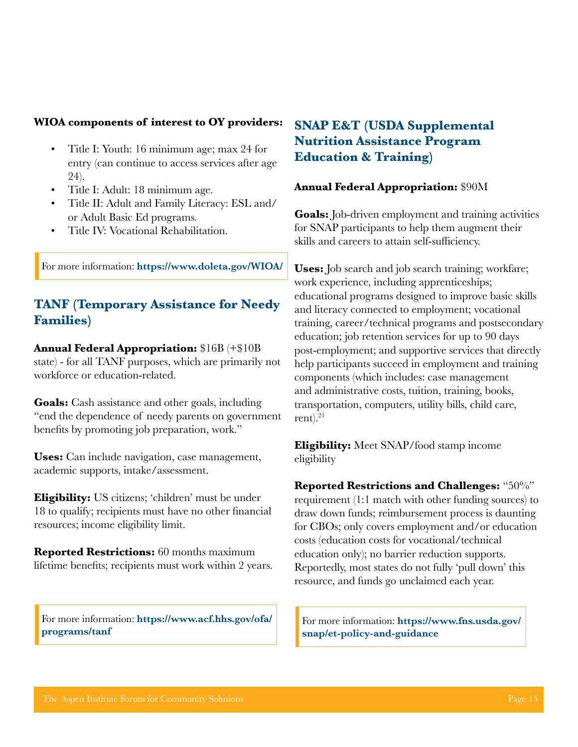**WIOA components of interest to OY providers:**

- Title I: Youth: 16 minimum age; max 24 for entry (can continue to access services after age 24).
- Title I: Adult: 18 minimum age.
- Title II: Adult and Family Literacy: ESL and/or Adult Basic Ed programs.
- Title IV: Vocational Rehabilitation.

For more information: **https://www.doleta.gov/WIOA/**

## TANF (Temporary Assistance for Needy Families)

**Annual Federal Appropriation:** $16B (+$10B state) - for all TANF purposes, which are primarily not workforce or education-related.

**Goals:** Cash assistance and other goals, including "end the dependence of needy parents on government benefits by promoting job preparation, work."

**Uses:** Can include navigation, case management, academic supports, intake/assessment.

**Eligibility:** US citizens; 'children' must be under 18 to qualify; recipients must have no other financial resources; income eligibility limit.

**Reported Restrictions:** 60 months maximum lifetime benefits; recipients must work within 2 years.

For more information: **https://www.acf.hhs.gov/ofa/programs/tanf**

## SNAP E&T (USDA Supplemental Nutrition Assistance Program Education & Training)

**Annual Federal Appropriation:** $90M

**Goals:** Job-driven employment and training activities for SNAP participants to help them augment their skills and careers to attain self-sufficiency.

**Uses:** Job search and job search training; workfare; work experience, including apprenticeships; educational programs designed to improve basic skills and literacy connected to employment; vocational training, career/technical programs and postsecondary education; job retention services for up to 90 days post-employment; and supportive services that directly help participants succeed in employment and training components (which includes: case management and administrative costs, tuition, training, books, transportation, computers, utility bills, child care, rent).[21]

**Eligibility:** Meet SNAP/food stamp income eligibility

**Reported Restrictions and Challenges:** "50%" requirement (1:1 match with other funding sources) to draw down funds; reimbursement process is daunting for CBOs; only covers employment and/or education costs (education costs for vocational/technical education only); no barrier reduction supports. Reportedly, most states do not fully 'pull down' this resource, and funds go unclaimed each year.

For more information: **https://www.fns.usda.gov/snap/et-policy-and-guidance**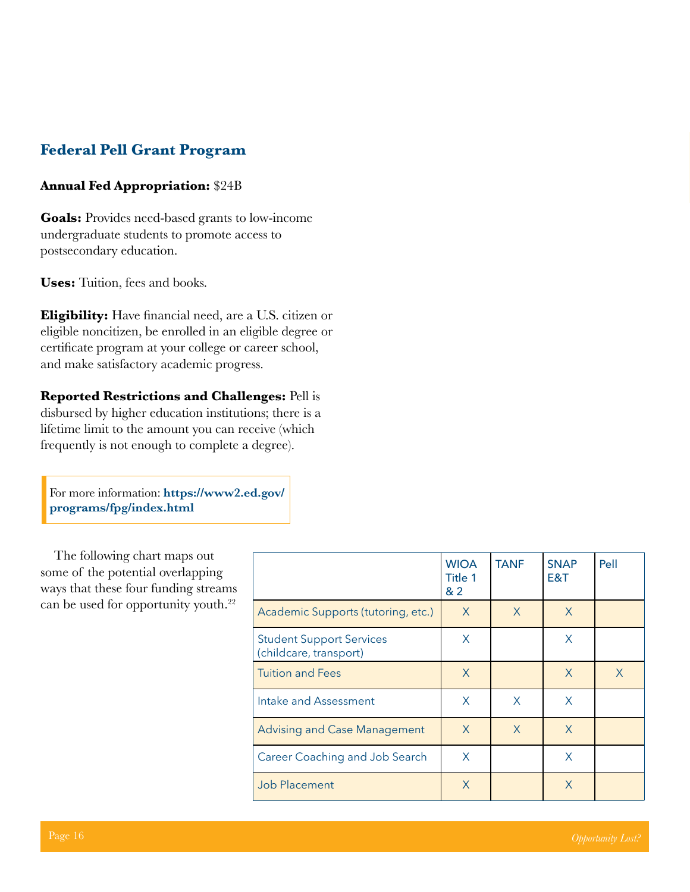## Federal Pell Grant Program

**Annual Fed Appropriation:** $24B

**Goals:** Provides need-based grants to low-income undergraduate students to promote access to postsecondary education.

**Uses:** Tuition, fees and books.

**Eligibility:** Have financial need, are a U.S. citizen or eligible noncitizen, be enrolled in an eligible degree or certificate program at your college or career school, and make satisfactory academic progress.

**Reported Restrictions and Challenges:** Pell is disbursed by higher education institutions; there is a lifetime limit to the amount you can receive (which frequently is not enough to complete a degree).

> For more information: **https://www2.ed.gov/programs/fpg/index.html**

The following chart maps out some of the potential overlapping ways that these four funding streams can be used for opportunity youth.[22]

| | WIOA Title 1 & 2 | TANF | SNAP E&T | Pell |
|---|---|---|---|---|
| Academic Supports (tutoring, etc.) | X | X | X | |
| Student Support Services (childcare, transport) | X | | X | |
| Tuition and Fees | X | | X | X |
| Intake and Assessment | X | X | X | |
| Advising and Case Management | X | X | X | |
| Career Coaching and Job Search | X | | X | |
| Job Placement | X | | X | |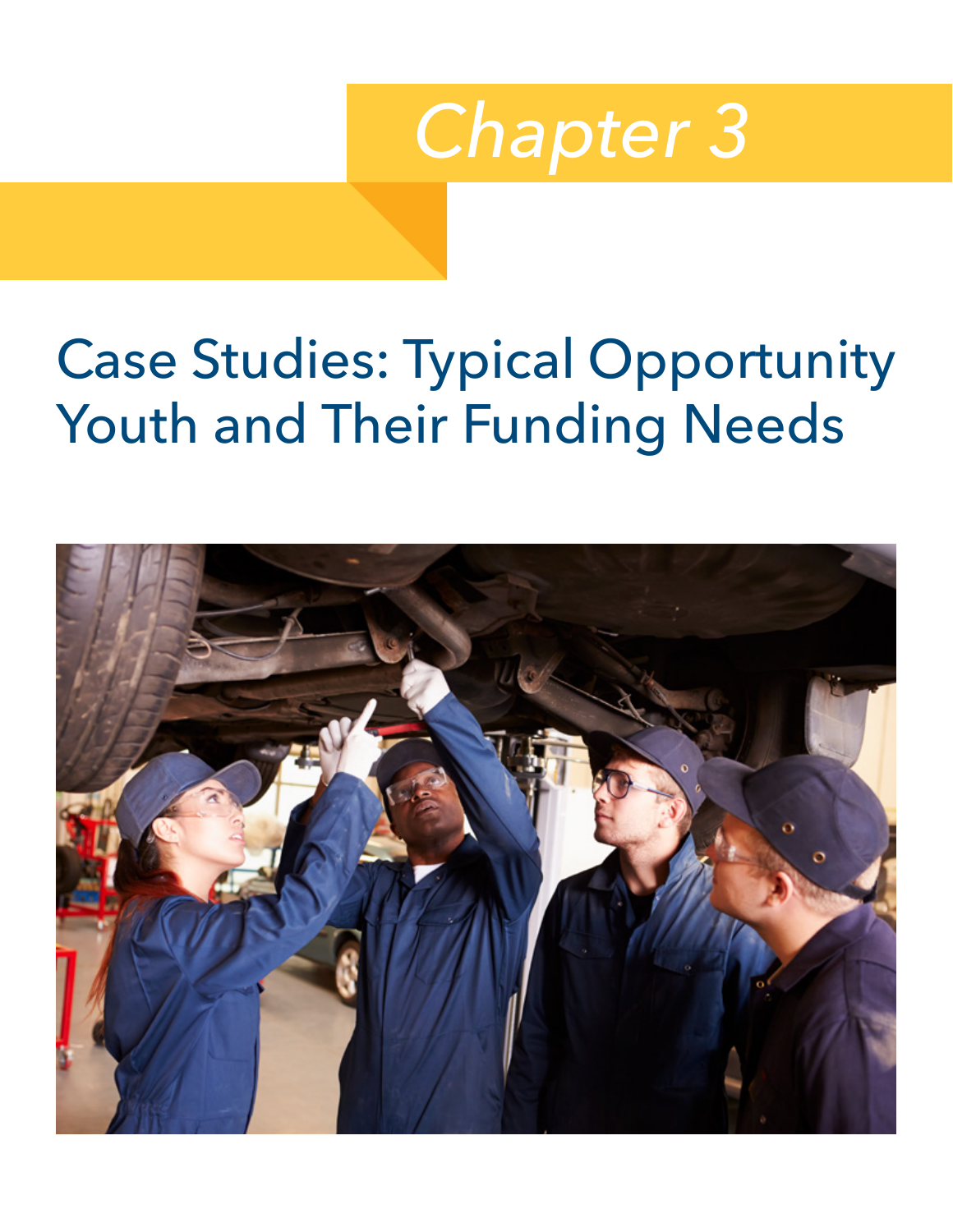# Chapter 3

## Case Studies: Typical Opportunity Youth and Their Funding Needs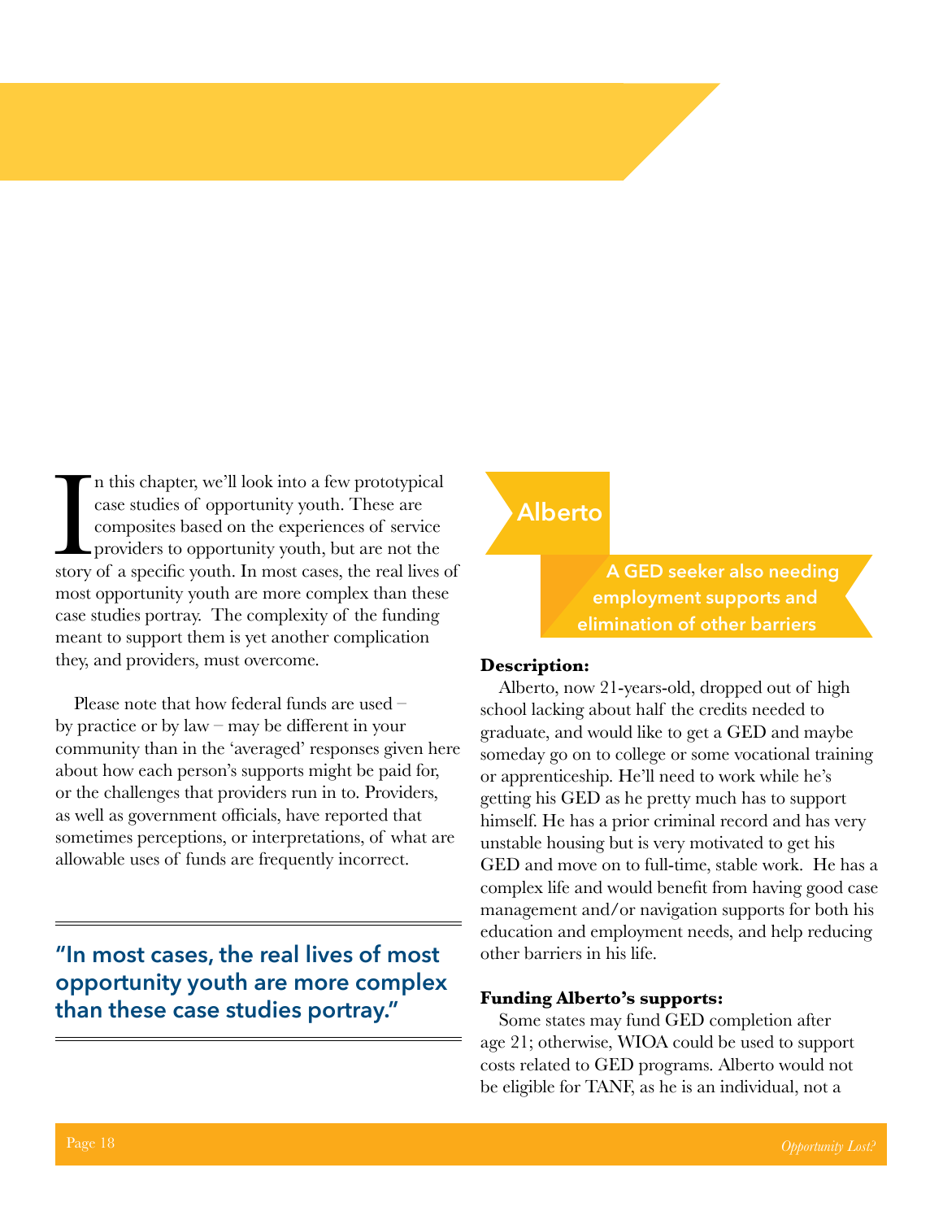In this chapter, we'll look into a few prototypical case studies of opportunity youth. These are composites based on the experiences of service providers to opportunity youth, but are not the story of a specific youth. In most cases, the real lives of most opportunity youth are more complex than these case studies portray. The complexity of the funding meant to support them is yet another complication they, and providers, must overcome.

Please note that how federal funds are used – by practice or by law – may be different in your community than in the 'averaged' responses given here about how each person's supports might be paid for, or the challenges that providers run in to. Providers, as well as government officials, have reported that sometimes perceptions, or interpretations, of what are allowable uses of funds are frequently incorrect.

> **"In most cases, the real lives of most opportunity youth are more complex than these case studies portray."**

## Alberto

**A GED seeker also needing employment supports and elimination of other barriers**

**Description:**

Alberto, now 21-years-old, dropped out of high school lacking about half the credits needed to graduate, and would like to get a GED and maybe someday go on to college or some vocational training or apprenticeship. He'll need to work while he's getting his GED as he pretty much has to support himself. He has a prior criminal record and has very unstable housing but is very motivated to get his GED and move on to full-time, stable work. He has a complex life and would benefit from having good case management and/or navigation supports for both his education and employment needs, and help reducing other barriers in his life.

**Funding Alberto's supports:**

Some states may fund GED completion after age 21; otherwise, WIOA could be used to support costs related to GED programs. Alberto would not be eligible for TANF, as he is an individual, not a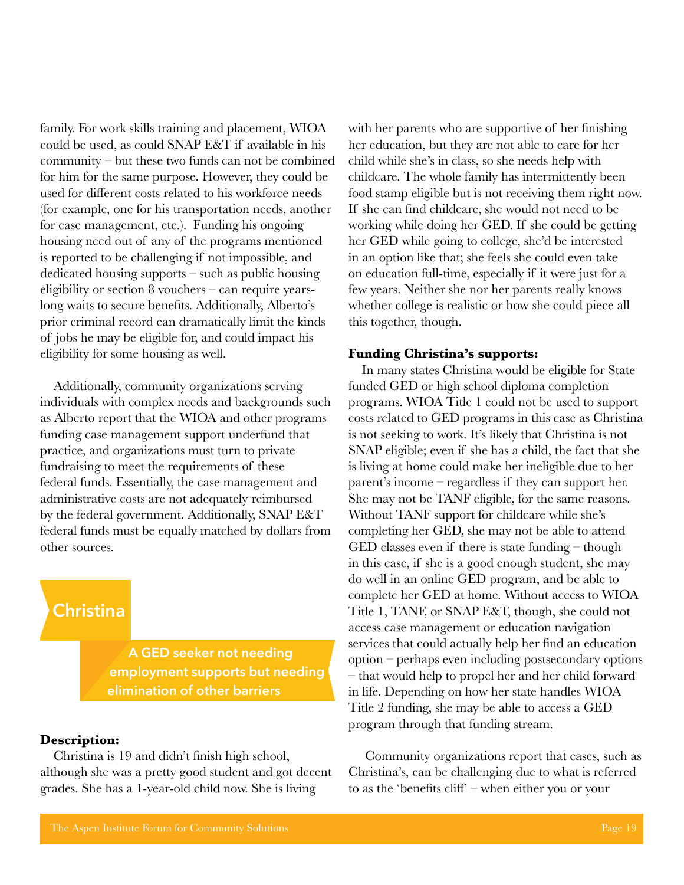family. For work skills training and placement, WIOA could be used, as could SNAP E&T if available in his community – but these two funds can not be combined for him for the same purpose. However, they could be used for different costs related to his workforce needs (for example, one for his transportation needs, another for case management, etc.). Funding his ongoing housing need out of any of the programs mentioned is reported to be challenging if not impossible, and dedicated housing supports – such as public housing eligibility or section 8 vouchers – can require years-long waits to secure benefits. Additionally, Alberto's prior criminal record can dramatically limit the kinds of jobs he may be eligible for, and could impact his eligibility for some housing as well.

Additionally, community organizations serving individuals with complex needs and backgrounds such as Alberto report that the WIOA and other programs funding case management support underfund that practice, and organizations must turn to private fundraising to meet the requirements of these federal funds. Essentially, the case management and administrative costs are not adequately reimbursed by the federal government. Additionally, SNAP E&T federal funds must be equally matched by dollars from other sources.

## Christina

**A GED seeker not needing employment supports but needing elimination of other barriers**

**Description:**

Christina is 19 and didn't finish high school, although she was a pretty good student and got decent grades. She has a 1-year-old child now. She is living with her parents who are supportive of her finishing her education, but they are not able to care for her child while she's in class, so she needs help with childcare. The whole family has intermittently been food stamp eligible but is not receiving them right now. If she can find childcare, she would not need to be working while doing her GED. If she could be getting her GED while going to college, she'd be interested in an option like that; she feels she could even take on education full-time, especially if it were just for a few years. Neither she nor her parents really knows whether college is realistic or how she could piece all this together, though.

**Funding Christina's supports:**

In many states Christina would be eligible for State funded GED or high school diploma completion programs. WIOA Title 1 could not be used to support costs related to GED programs in this case as Christina is not seeking to work. It's likely that Christina is not SNAP eligible; even if she has a child, the fact that she is living at home could make her ineligible due to her parent's income – regardless if they can support her. She may not be TANF eligible, for the same reasons. Without TANF support for childcare while she's completing her GED, she may not be able to attend GED classes even if there is state funding – though in this case, if she is a good enough student, she may do well in an online GED program, and be able to complete her GED at home. Without access to WIOA Title 1, TANF, or SNAP E&T, though, she could not access case management or education navigation services that could actually help her find an education option – perhaps even including postsecondary options – that would help to propel her and her child forward in life. Depending on how her state handles WIOA Title 2 funding, she may be able to access a GED program through that funding stream.

Community organizations report that cases, such as Christina's, can be challenging due to what is referred to as the 'benefits cliff' – when either you or your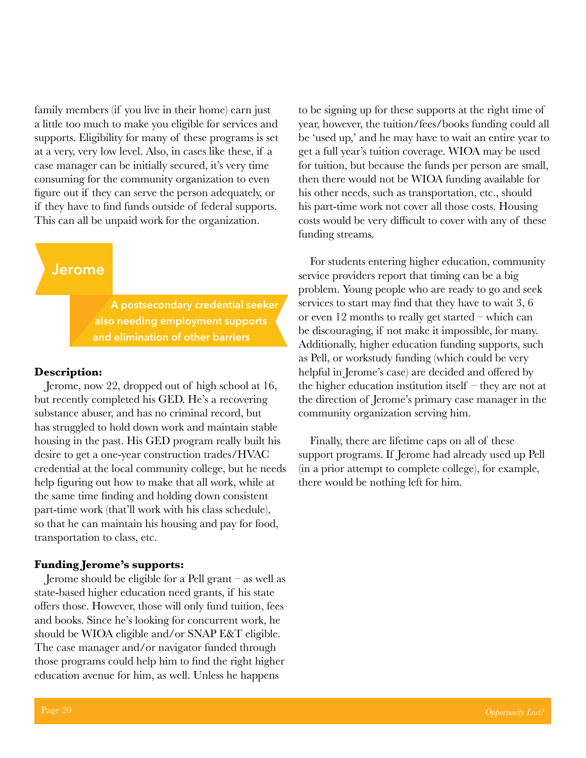family members (if you live in their home) earn just a little too much to make you eligible for services and supports. Eligibility for many of these programs is set at a very, very low level. Also, in cases like these, if a case manager can be initially secured, it's very time consuming for the community organization to even figure out if they can serve the person adequately, or if they have to find funds outside of federal supports. This can all be unpaid work for the organization.

## Jerome

**A postsecondary credential seeker also needing employment supports and elimination of other barriers**

**Description:**

Jerome, now 22, dropped out of high school at 16, but recently completed his GED. He's a recovering substance abuser, and has no criminal record, but has struggled to hold down work and maintain stable housing in the past. His GED program really built his desire to get a one-year construction trades/HVAC credential at the local community college, but he needs help figuring out how to make that all work, while at the same time finding and holding down consistent part-time work (that'll work with his class schedule), so that he can maintain his housing and pay for food, transportation to class, etc.

**Funding Jerome's supports:**

Jerome should be eligible for a Pell grant – as well as state-based higher education need grants, if his state offers those. However, those will only fund tuition, fees and books. Since he's looking for concurrent work, he should be WIOA eligible and/or SNAP E&T eligible. The case manager and/or navigator funded through those programs could help him to find the right higher education avenue for him, as well. Unless he happens to be signing up for these supports at the right time of year, however, the tuition/fees/books funding could all be 'used up,' and he may have to wait an entire year to get a full year's tuition coverage. WIOA may be used for tuition, but because the funds per person are small, then there would not be WIOA funding available for his other needs, such as transportation, etc., should his part-time work not cover all those costs. Housing costs would be very difficult to cover with any of these funding streams.

For students entering higher education, community service providers report that timing can be a big problem. Young people who are ready to go and seek services to start may find that they have to wait 3, 6 or even 12 months to really get started – which can be discouraging, if not make it impossible, for many. Additionally, higher education funding supports, such as Pell, or workstudy funding (which could be very helpful in Jerome's case) are decided and offered by the higher education institution itself – they are not at the direction of Jerome's primary case manager in the community organization serving him.

Finally, there are lifetime caps on all of these support programs. If Jerome had already used up Pell (in a prior attempt to complete college), for example, there would be nothing left for him.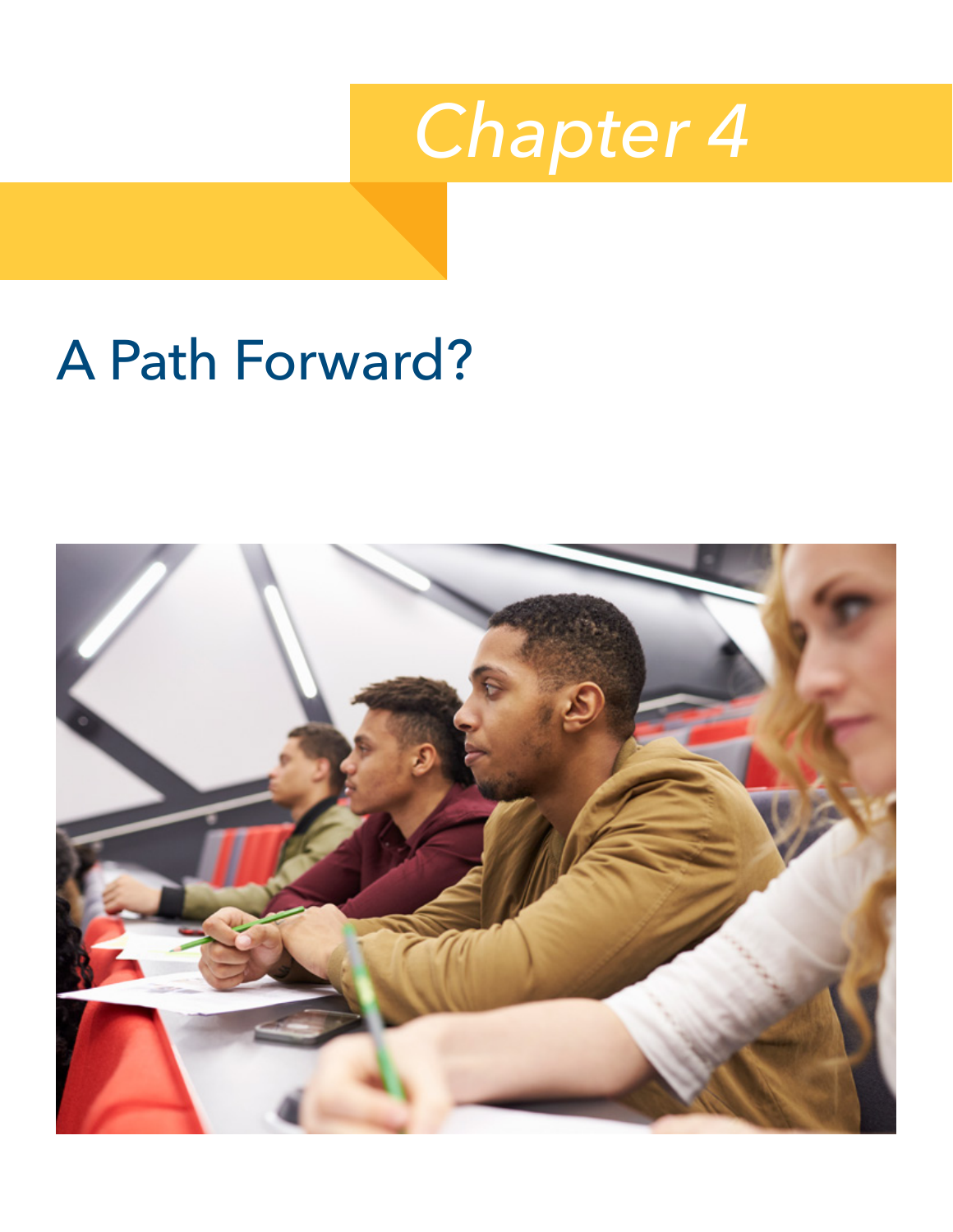# Chapter 4

## A Path Forward?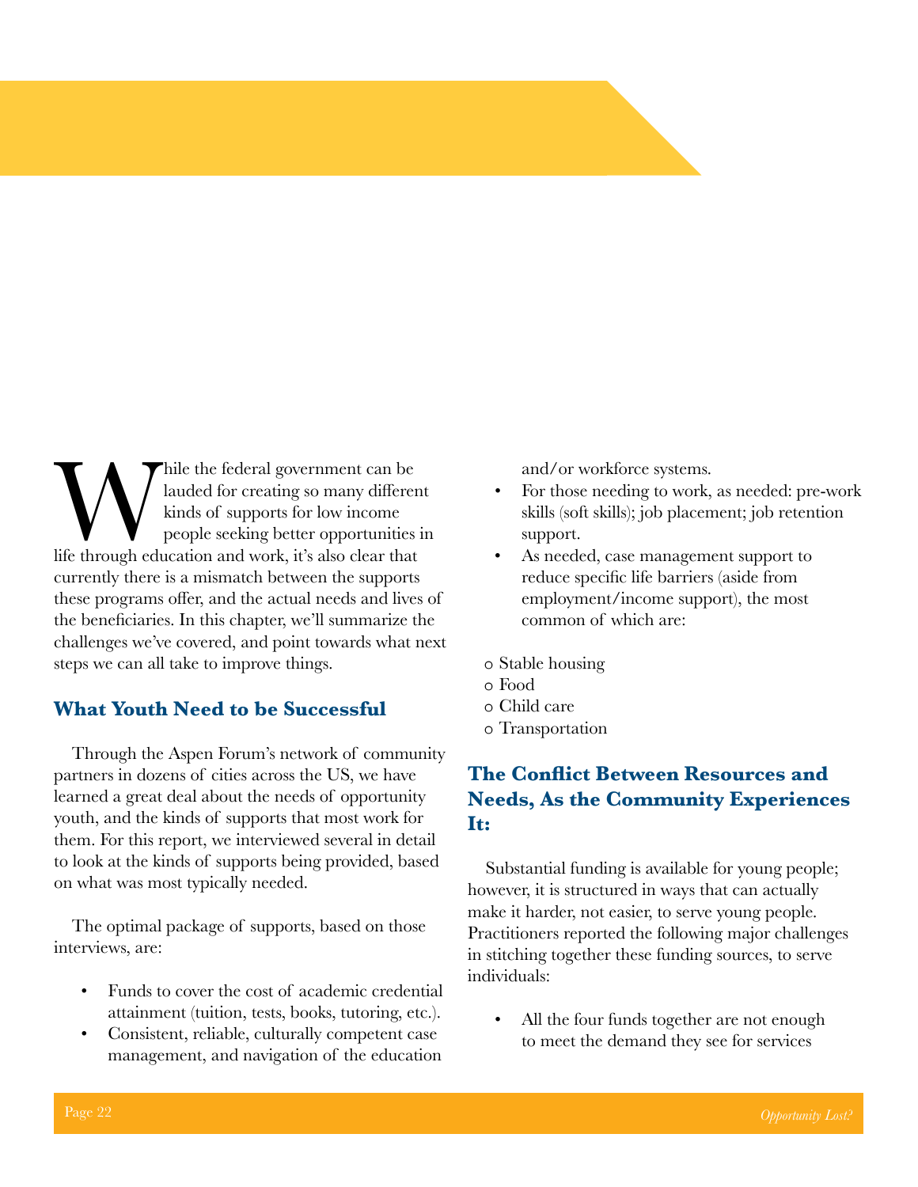While the federal government can be lauded for creating so many different kinds of supports for low income people seeking better opportunities in life through education and work, it's also clear that currently there is a mismatch between the supports these programs offer, and the actual needs and lives of the beneficiaries. In this chapter, we'll summarize the challenges we've covered, and point towards what next steps we can all take to improve things.

## What Youth Need to be Successful

Through the Aspen Forum's network of community partners in dozens of cities across the US, we have learned a great deal about the needs of opportunity youth, and the kinds of supports that most work for them. For this report, we interviewed several in detail to look at the kinds of supports being provided, based on what was most typically needed.

The optimal package of supports, based on those interviews, are:

- Funds to cover the cost of academic credential attainment (tuition, tests, books, tutoring, etc.).
- Consistent, reliable, culturally competent case management, and navigation of the education and/or workforce systems.
- For those needing to work, as needed: pre-work skills (soft skills); job placement; job retention support.
- As needed, case management support to reduce specific life barriers (aside from employment/income support), the most common of which are:

  - Stable housing
  - Food
  - Child care
  - Transportation

## The Conflict Between Resources and Needs, As the Community Experiences It:

Substantial funding is available for young people; however, it is structured in ways that can actually make it harder, not easier, to serve young people. Practitioners reported the following major challenges in stitching together these funding sources, to serve individuals:

- All the four funds together are not enough to meet the demand they see for services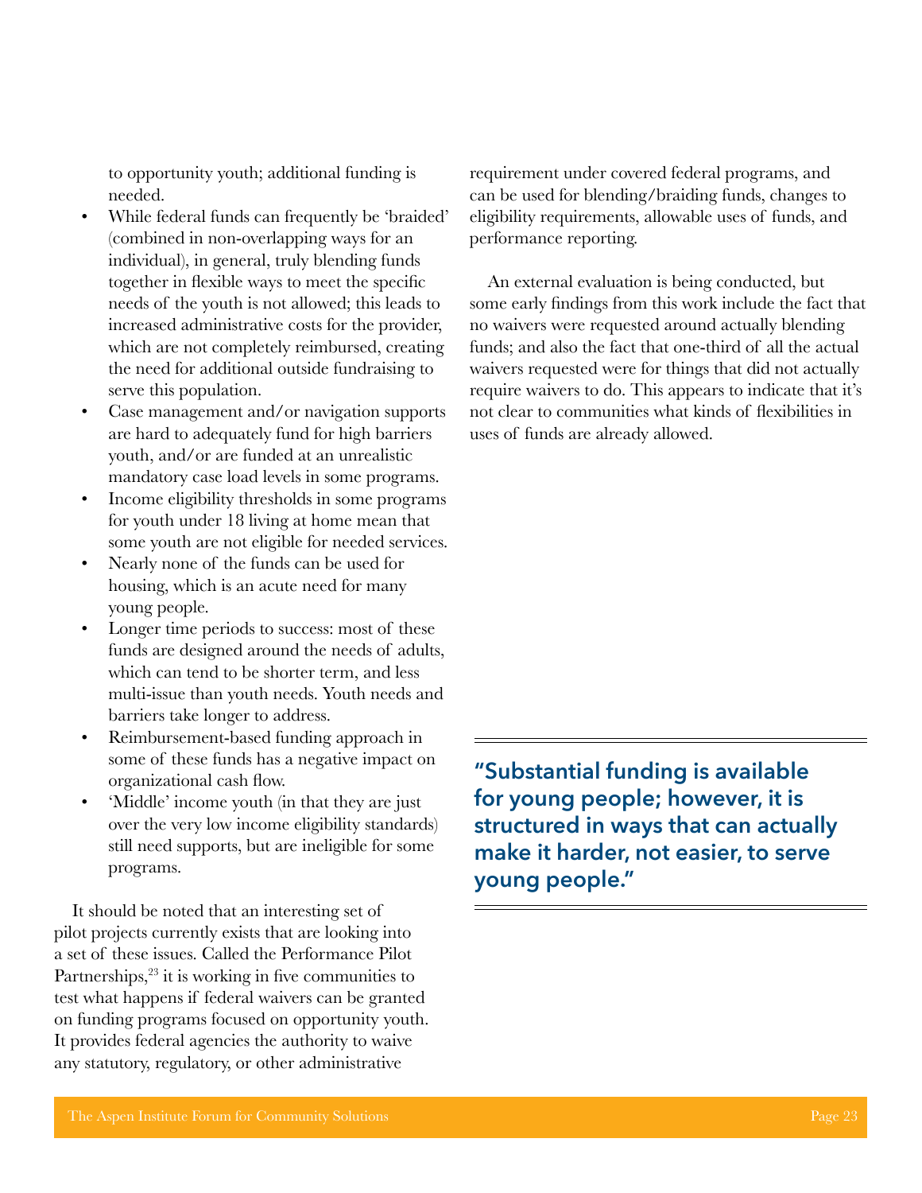to opportunity youth; additional funding is needed.

- While federal funds can frequently be 'braided' (combined in non-overlapping ways for an individual), in general, truly blending funds together in flexible ways to meet the specific needs of the youth is not allowed; this leads to increased administrative costs for the provider, which are not completely reimbursed, creating the need for additional outside fundraising to serve this population.
- Case management and/or navigation supports are hard to adequately fund for high barriers youth, and/or are funded at an unrealistic mandatory case load levels in some programs.
- Income eligibility thresholds in some programs for youth under 18 living at home mean that some youth are not eligible for needed services.
- Nearly none of the funds can be used for housing, which is an acute need for many young people.
- Longer time periods to success: most of these funds are designed around the needs of adults, which can tend to be shorter term, and less multi-issue than youth needs. Youth needs and barriers take longer to address.
- Reimbursement-based funding approach in some of these funds has a negative impact on organizational cash flow.
- 'Middle' income youth (in that they are just over the very low income eligibility standards) still need supports, but are ineligible for some programs.

It should be noted that an interesting set of pilot projects currently exists that are looking into a set of these issues. Called the Performance Pilot Partnerships,[23] it is working in five communities to test what happens if federal waivers can be granted on funding programs focused on opportunity youth. It provides federal agencies the authority to waive any statutory, regulatory, or other administrative requirement under covered federal programs, and can be used for blending/braiding funds, changes to eligibility requirements, allowable uses of funds, and performance reporting.

An external evaluation is being conducted, but some early findings from this work include the fact that no waivers were requested around actually blending funds; and also the fact that one-third of all the actual waivers requested were for things that did not actually require waivers to do. This appears to indicate that it's not clear to communities what kinds of flexibilities in uses of funds are already allowed.

**"Substantial funding is available for young people; however, it is structured in ways that can actually make it harder, not easier, to serve young people."**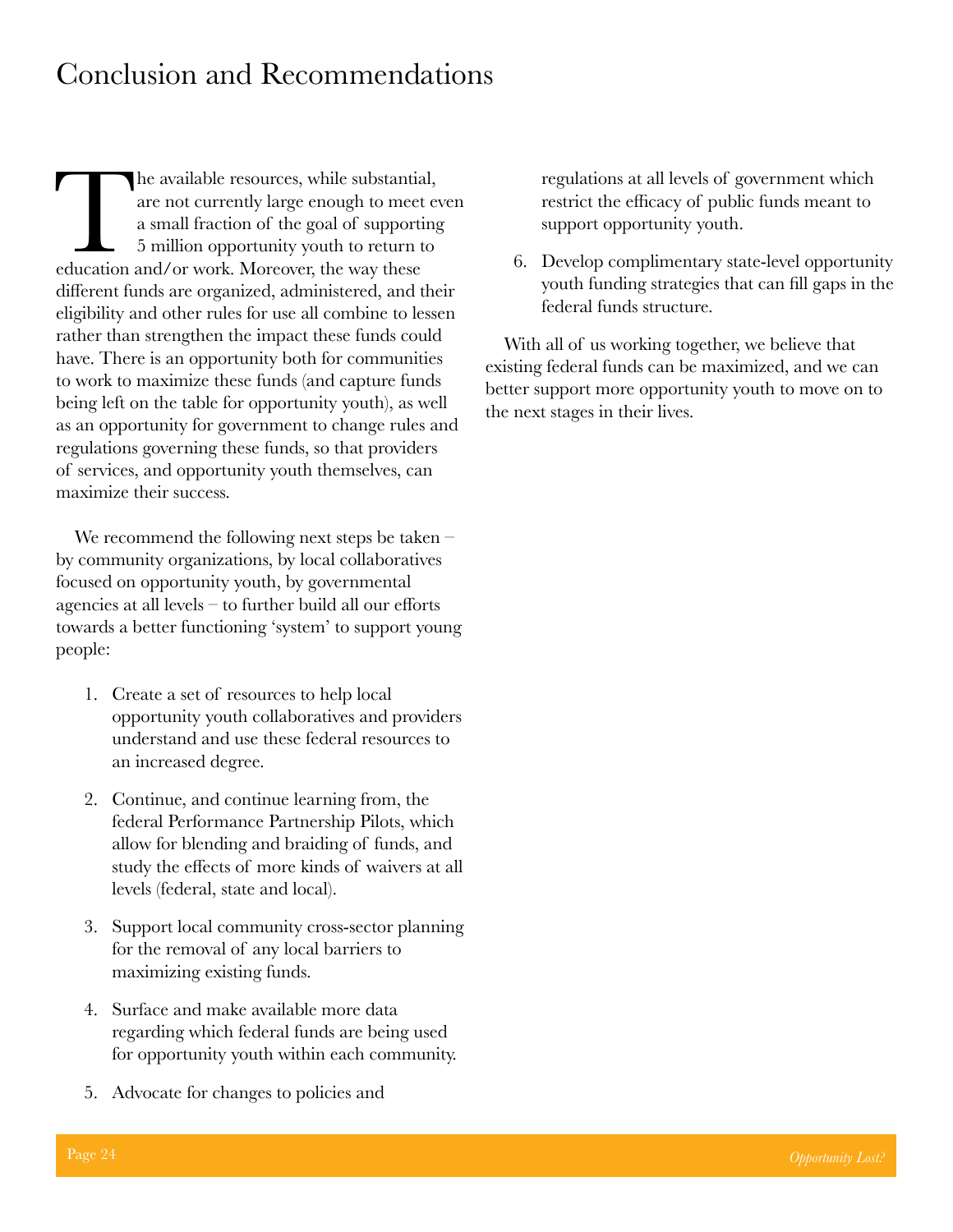# Conclusion and Recommendations

The available resources, while substantial, are not currently large enough to meet even a small fraction of the goal of supporting 5 million opportunity youth to return to education and/or work. Moreover, the way these different funds are organized, administered, and their eligibility and other rules for use all combine to lessen rather than strengthen the impact these funds could have. There is an opportunity both for communities to work to maximize these funds (and capture funds being left on the table for opportunity youth), as well as an opportunity for government to change rules and regulations governing these funds, so that providers of services, and opportunity youth themselves, can maximize their success.

We recommend the following next steps be taken – by community organizations, by local collaboratives focused on opportunity youth, by governmental agencies at all levels – to further build all our efforts towards a better functioning 'system' to support young people:

1. Create a set of resources to help local opportunity youth collaboratives and providers understand and use these federal resources to an increased degree.
2. Continue, and continue learning from, the federal Performance Partnership Pilots, which allow for blending and braiding of funds, and study the effects of more kinds of waivers at all levels (federal, state and local).
3. Support local community cross-sector planning for the removal of any local barriers to maximizing existing funds.
4. Surface and make available more data regarding which federal funds are being used for opportunity youth within each community.
5. Advocate for changes to policies and regulations at all levels of government which restrict the efficacy of public funds meant to support opportunity youth.
6. Develop complimentary state-level opportunity youth funding strategies that can fill gaps in the federal funds structure.

With all of us working together, we believe that existing federal funds can be maximized, and we can better support more opportunity youth to move on to the next stages in their lives.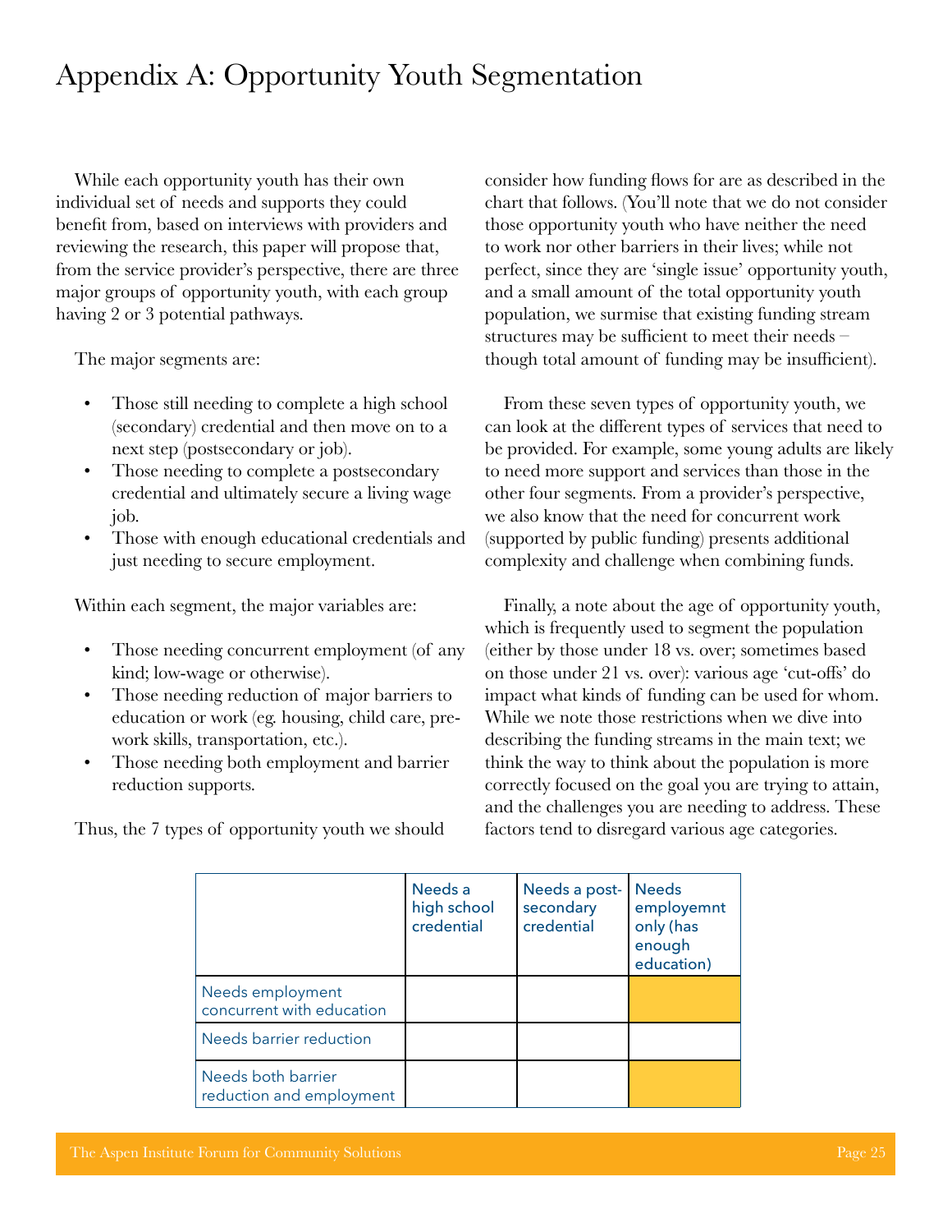# Appendix A: Opportunity Youth Segmentation

While each opportunity youth has their own individual set of needs and supports they could benefit from, based on interviews with providers and reviewing the research, this paper will propose that, from the service provider's perspective, there are three major groups of opportunity youth, with each group having 2 or 3 potential pathways.

The major segments are:

- Those still needing to complete a high school (secondary) credential and then move on to a next step (postsecondary or job).
- Those needing to complete a postsecondary credential and ultimately secure a living wage job.
- Those with enough educational credentials and just needing to secure employment.

Within each segment, the major variables are:

- Those needing concurrent employment (of any kind; low-wage or otherwise).
- Those needing reduction of major barriers to education or work (eg. housing, child care, pre-work skills, transportation, etc.).
- Those needing both employment and barrier reduction supports.

Thus, the 7 types of opportunity youth we should consider how funding flows for are as described in the chart that follows. (You'll note that we do not consider those opportunity youth who have neither the need to work nor other barriers in their lives; while not perfect, since they are 'single issue' opportunity youth, and a small amount of the total opportunity youth population, we surmise that existing funding stream structures may be sufficient to meet their needs – though total amount of funding may be insufficient).

From these seven types of opportunity youth, we can look at the different types of services that need to be provided. For example, some young adults are likely to need more support and services than those in the other four segments. From a provider's perspective, we also know that the need for concurrent work (supported by public funding) presents additional complexity and challenge when combining funds.

Finally, a note about the age of opportunity youth, which is frequently used to segment the population (either by those under 18 vs. over; sometimes based on those under 21 vs. over): various age 'cut-offs' do impact what kinds of funding can be used for whom. While we note those restrictions when we dive into describing the funding streams in the main text; we think the way to think about the population is more correctly focused on the goal you are trying to attain, and the challenges you are needing to address. These factors tend to disregard various age categories.

| | Needs a high school credential | Needs a post-secondary credential | Needs employemnt only (has enough education) |
|---|---|---|---|
| Needs employment concurrent with education | | | |
| Needs barrier reduction | | | |
| Needs both barrier reduction and employment | | | |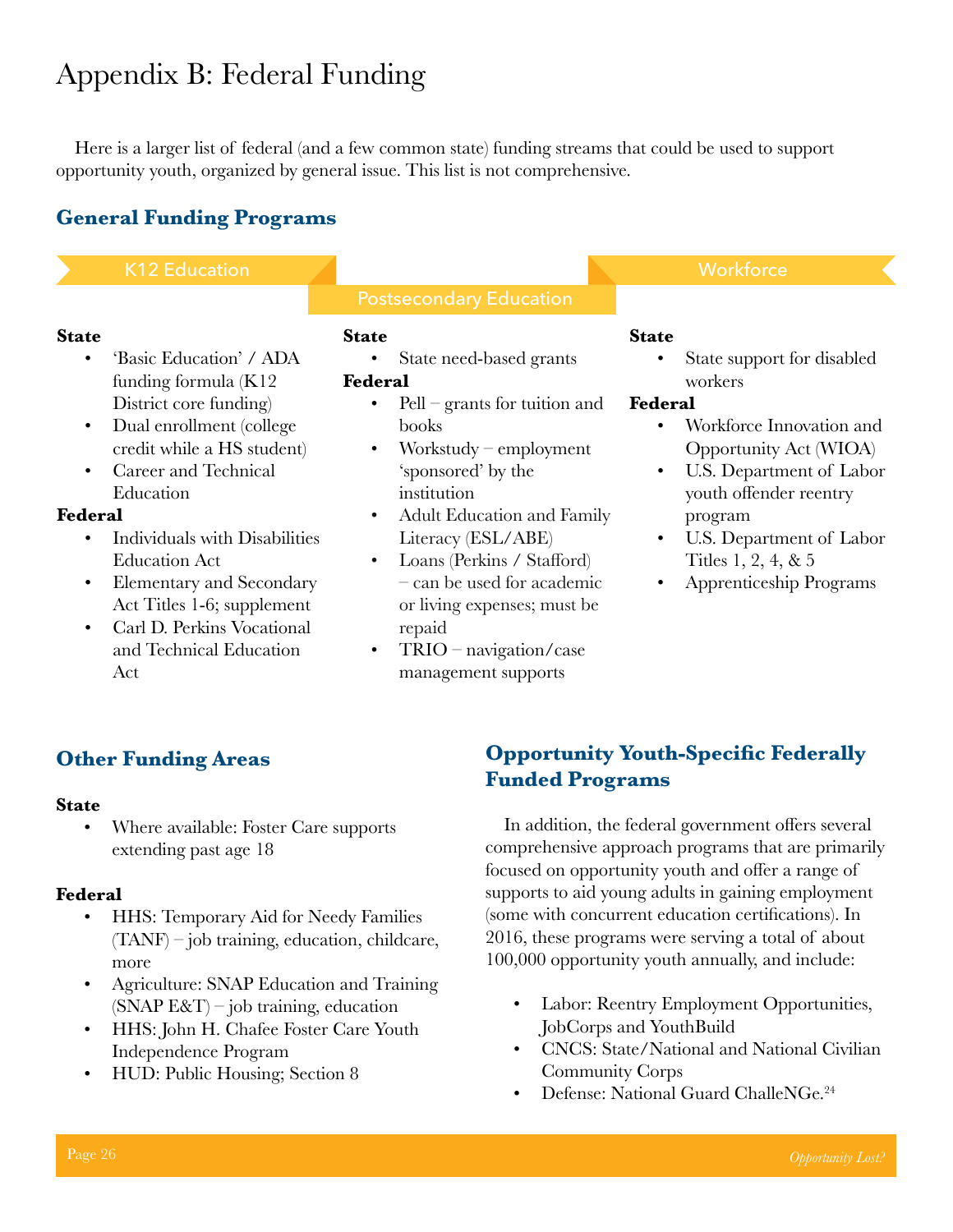# Appendix B: Federal Funding

Here is a larger list of federal (and a few common state) funding streams that could be used to support opportunity youth, organized by general issue. This list is not comprehensive.

## General Funding Programs

### K12 Education

**State**

- 'Basic Education' / ADA funding formula (K12 District core funding)
- Dual enrollment (college credit while a HS student)
- Career and Technical Education

**Federal**

- Individuals with Disabilities Education Act
- Elementary and Secondary Act Titles 1-6; supplement
- Carl D. Perkins Vocational and Technical Education Act

### Postsecondary Education

**State**

- State need-based grants

**Federal**

- Pell – grants for tuition and books
- Workstudy – employment 'sponsored' by the institution
- Adult Education and Family Literacy (ESL/ABE)
- Loans (Perkins / Stafford) – can be used for academic or living expenses; must be repaid
- TRIO – navigation/case management supports

### Workforce

**State**

- State support for disabled workers

**Federal**

- Workforce Innovation and Opportunity Act (WIOA)
- U.S. Department of Labor youth offender reentry program
- U.S. Department of Labor Titles 1, 2, 4, & 5
- Apprenticeship Programs

## Other Funding Areas

**State**

- Where available: Foster Care supports extending past age 18

**Federal**

- HHS: Temporary Aid for Needy Families (TANF) – job training, education, childcare, more
- Agriculture: SNAP Education and Training (SNAP E&T) – job training, education
- HHS: John H. Chafee Foster Care Youth Independence Program
- HUD: Public Housing; Section 8

## Opportunity Youth-Specific Federally Funded Programs

In addition, the federal government offers several comprehensive approach programs that are primarily focused on opportunity youth and offer a range of supports to aid young adults in gaining employment (some with concurrent education certifications). In 2016, these programs were serving a total of about 100,000 opportunity youth annually, and include:

- Labor: Reentry Employment Opportunities, JobCorps and YouthBuild
- CNCS: State/National and National Civilian Community Corps
- Defense: National Guard ChalleNGe.[24]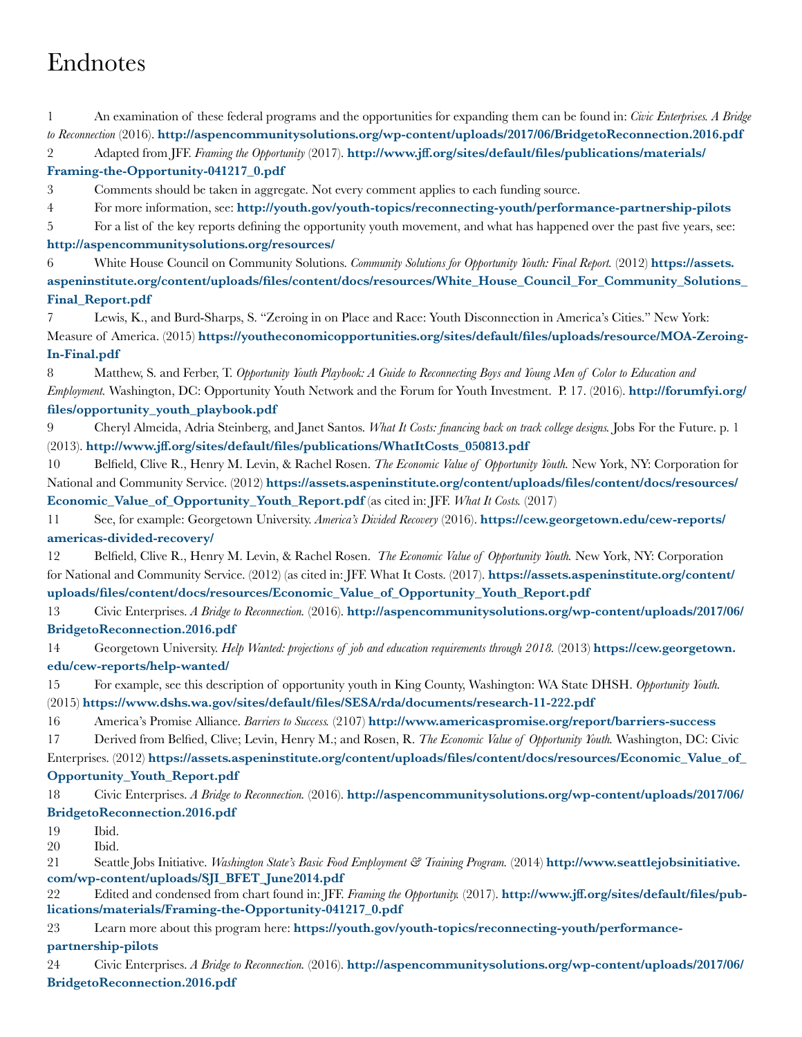# Endnotes

1 An examination of these federal programs and the opportunities for expanding them can be found in: *Civic Enterprises. A Bridge to Reconnection* (2016). **http://aspencommunitysolutions.org/wp-content/uploads/2017/06/BridgetoReconnection.2016.pdf**

2 Adapted from JFF. *Framing the Opportunity* (2017). **http://www.jff.org/sites/default/files/publications/materials/Framing-the-Opportunity-041217_0.pdf**

3 Comments should be taken in aggregate. Not every comment applies to each funding source.

4 For more information, see: **http://youth.gov/youth-topics/reconnecting-youth/performance-partnership-pilots**

5 For a list of the key reports defining the opportunity youth movement, and what has happened over the past five years, see: **http://aspencommunitysolutions.org/resources/**

6 White House Council on Community Solutions. *Community Solutions for Opportunity Youth: Final Report.* (2012) **https://assets.aspeninstitute.org/content/uploads/files/content/docs/resources/White_House_Council_For_Community_Solutions_Final_Report.pdf**

7 Lewis, K., and Burd-Sharps, S. "Zeroing in on Place and Race: Youth Disconnection in America's Cities." New York: Measure of America. (2015) **https://youtheconomicopportunities.org/sites/default/files/uploads/resource/MOA-Zeroing-In-Final.pdf**

8 Matthew, S. and Ferber, T. *Opportunity Youth Playbook: A Guide to Reconnecting Boys and Young Men of Color to Education and Employment.* Washington, DC: Opportunity Youth Network and the Forum for Youth Investment. P. 17. (2016). **http://forumfyi.org/files/opportunity_youth_playbook.pdf**

9 Cheryl Almeida, Adria Steinberg, and Janet Santos. *What It Costs: financing back on track college designs.* Jobs For the Future. p. 1 (2013). **http://www.jff.org/sites/default/files/publications/WhatItCosts_050813.pdf**

10 Belfield, Clive R., Henry M. Levin, & Rachel Rosen. *The Economic Value of Opportunity Youth.* New York, NY: Corporation for National and Community Service. (2012) **https://assets.aspeninstitute.org/content/uploads/files/content/docs/resources/Economic_Value_of_Opportunity_Youth_Report.pdf** (as cited in: JFF. *What It Costs.* (2017)

11 See, for example: Georgetown University. *America's Divided Recovery* (2016). **https://cew.georgetown.edu/cew-reports/americas-divided-recovery/**

12 Belfield, Clive R., Henry M. Levin, & Rachel Rosen. *The Economic Value of Opportunity Youth.* New York, NY: Corporation for National and Community Service. (2012) (as cited in: JFF. What It Costs. (2017). **https://assets.aspeninstitute.org/content/uploads/files/content/docs/resources/Economic_Value_of_Opportunity_Youth_Report.pdf**

13 Civic Enterprises. *A Bridge to Reconnection.* (2016). **http://aspencommunitysolutions.org/wp-content/uploads/2017/06/BridgetoReconnection.2016.pdf**

14 Georgetown University. *Help Wanted: projections of job and education requirements through 2018.* (2013) **https://cew.georgetown.edu/cew-reports/help-wanted/**

15 For example, see this description of opportunity youth in King County, Washington: WA State DHSH. *Opportunity Youth.* (2015) **https://www.dshs.wa.gov/sites/default/files/SESA/rda/documents/research-11-222.pdf**

16 America's Promise Alliance. *Barriers to Success.* (2107) **http://www.americaspromise.org/report/barriers-success**

17 Derived from Belfied, Clive; Levin, Henry M.; and Rosen, R. *The Economic Value of Opportunity Youth.* Washington, DC: Civic Enterprises. (2012) **https://assets.aspeninstitute.org/content/uploads/files/content/docs/resources/Economic_Value_of_Opportunity_Youth_Report.pdf**

18 Civic Enterprises. *A Bridge to Reconnection.* (2016). **http://aspencommunitysolutions.org/wp-content/uploads/2017/06/BridgetoReconnection.2016.pdf**

19 Ibid.

20 Ibid.

21 Seattle Jobs Initiative. *Washington State's Basic Food Employment & Training Program.* (2014) **http://www.seattlejobsinitiative.com/wp-content/uploads/SJI_BFET_June2014.pdf**

22 Edited and condensed from chart found in: JFF. *Framing the Opportunity.* (2017). **http://www.jff.org/sites/default/files/publications/materials/Framing-the-Opportunity-041217_0.pdf**

23 Learn more about this program here: **https://youth.gov/youth-topics/reconnecting-youth/performance-partnership-pilots**

24 Civic Enterprises. *A Bridge to Reconnection.* (2016). **http://aspencommunitysolutions.org/wp-content/uploads/2017/06/BridgetoReconnection.2016.pdf**